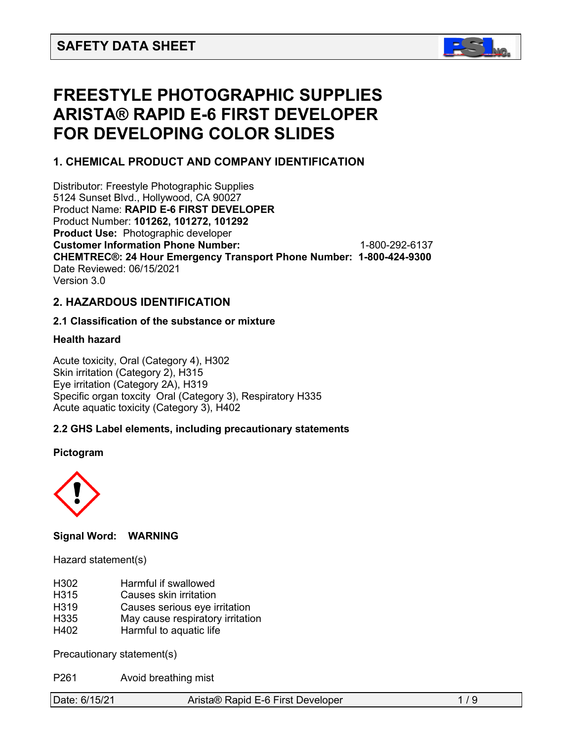# SAFETY DATA SHEET

# FREESTYLE PHOTOGRAPHIC SUPPLIES ARISTA® RAPID E-6 FIRST DEVELOPER FOR DEVELOPING COLOR SLIDES

## 1. CHEMICAL PRODUCT AND COMPANY IDENTIFICATION

Distributor: Freestyle Photographic Supplies
5124 Sunset Blvd., Hollywood, CA 90027
Product Name: **RAPID E-6 FIRST DEVELOPER**
Product Number: **101262, 101272, 101292**
**Product Use:** Photographic developer
**Customer Information Phone Number:** 1-800-292-6137
**CHEMTREC®: 24 Hour Emergency Transport Phone Number: 1-800-424-9300**
Date Reviewed: 06/15/2021
Version 3.0

## 2. HAZARDOUS IDENTIFICATION

### 2.1 Classification of the substance or mixture

**Health hazard**

Acute toxicity, Oral (Category 4), H302
Skin irritation (Category 2), H315
Eye irritation (Category 2A), H319
Specific organ toxcity Oral (Category 3), Respiratory H335
Acute aquatic toxicity (Category 3), H402

### 2.2 GHS Label elements, including precautionary statements

**Pictogram**

**Signal Word: WARNING**

Hazard statement(s)

| | |
|---|---|
| H302 | Harmful if swallowed |
| H315 | Causes skin irritation |
| H319 | Causes serious eye irritation |
| H335 | May cause respiratory irritation |
| H402 | Harmful to aquatic life |

Precautionary statement(s)

| | |
|---|---|
| P261 | Avoid breathing mist |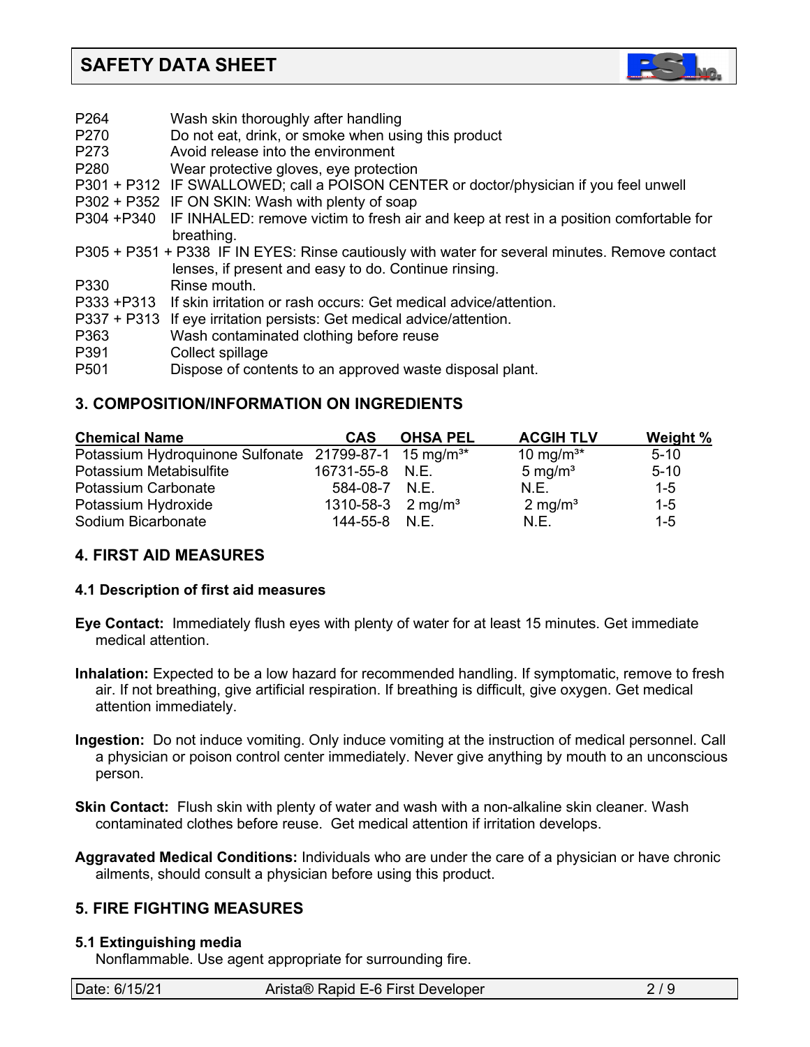| | |
|---|---|
| P264 | Wash skin thoroughly after handling |
| P270 | Do not eat, drink, or smoke when using this product |
| P273 | Avoid release into the environment |
| P280 | Wear protective gloves, eye protection |
| P301 + P312 | IF SWALLOWED; call a POISON CENTER or doctor/physician if you feel unwell |
| P302 + P352 | IF ON SKIN: Wash with plenty of soap |
| P304 +P340 | IF INHALED: remove victim to fresh air and keep at rest in a position comfortable for breathing. |
| P305 + P351 + P338 | IF IN EYES: Rinse cautiously with water for several minutes. Remove contact lenses, if present and easy to do. Continue rinsing. |
| P330 | Rinse mouth. |
| P333 +P313 | If skin irritation or rash occurs: Get medical advice/attention. |
| P337 + P313 | If eye irritation persists: Get medical advice/attention. |
| P363 | Wash contaminated clothing before reuse |
| P391 | Collect spillage |
| P501 | Dispose of contents to an approved waste disposal plant. |

## 3. COMPOSITION/INFORMATION ON INGREDIENTS

| Chemical Name | CAS | OHSA PEL | ACGIH TLV | Weight % |
|---|---|---|---|---|
| Potassium Hydroquinone Sulfonate | 21799-87-1 | 15 mg/m³* | 10 mg/m³* | 5-10 |
| Potassium Metabisulfite | 16731-55-8 | N.E. | 5 mg/m³ | 5-10 |
| Potassium Carbonate | 584-08-7 | N.E. | N.E. | 1-5 |
| Potassium Hydroxide | 1310-58-3 | 2 mg/m³ | 2 mg/m³ | 1-5 |
| Sodium Bicarbonate | 144-55-8 | N.E. | N.E. | 1-5 |

## 4. FIRST AID MEASURES

### 4.1 Description of first aid measures

**Eye Contact:** Immediately flush eyes with plenty of water for at least 15 minutes. Get immediate medical attention.

**Inhalation:** Expected to be a low hazard for recommended handling. If symptomatic, remove to fresh air. If not breathing, give artificial respiration. If breathing is difficult, give oxygen. Get medical attention immediately.

**Ingestion:** Do not induce vomiting. Only induce vomiting at the instruction of medical personnel. Call a physician or poison control center immediately. Never give anything by mouth to an unconscious person.

**Skin Contact:** Flush skin with plenty of water and wash with a non-alkaline skin cleaner. Wash contaminated clothes before reuse. Get medical attention if irritation develops.

**Aggravated Medical Conditions:** Individuals who are under the care of a physician or have chronic ailments, should consult a physician before using this product.

## 5. FIRE FIGHTING MEASURES

### 5.1 Extinguishing media

Nonflammable. Use agent appropriate for surrounding fire.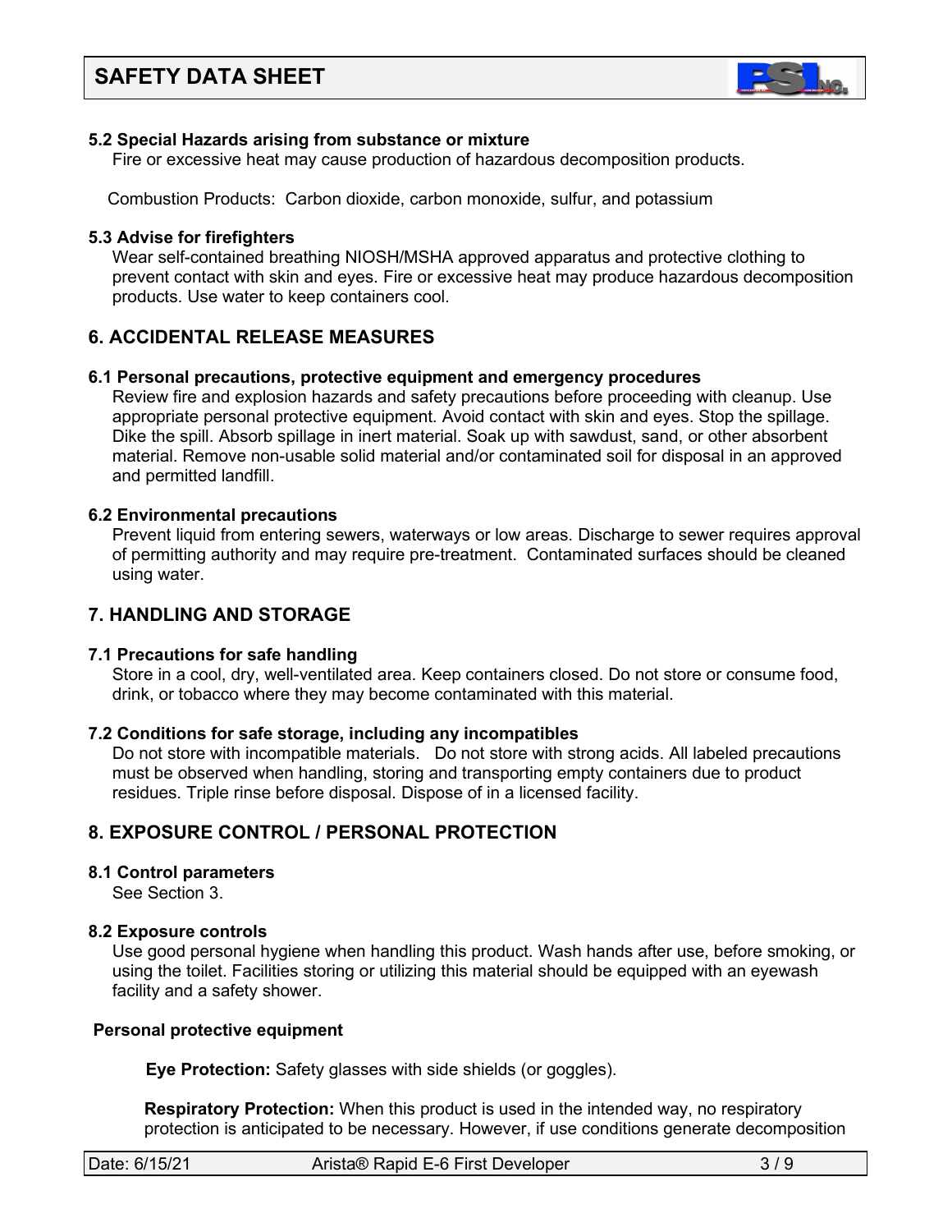**5.2 Special Hazards arising from substance or mixture**

Fire or excessive heat may cause production of hazardous decomposition products.

Combustion Products: Carbon dioxide, carbon monoxide, sulfur, and potassium

**5.3 Advise for firefighters**

Wear self-contained breathing NIOSH/MSHA approved apparatus and protective clothing to prevent contact with skin and eyes. Fire or excessive heat may produce hazardous decomposition products. Use water to keep containers cool.

## 6. ACCIDENTAL RELEASE MEASURES

**6.1 Personal precautions, protective equipment and emergency procedures**

Review fire and explosion hazards and safety precautions before proceeding with cleanup. Use appropriate personal protective equipment. Avoid contact with skin and eyes. Stop the spillage. Dike the spill. Absorb spillage in inert material. Soak up with sawdust, sand, or other absorbent material. Remove non-usable solid material and/or contaminated soil for disposal in an approved and permitted landfill.

**6.2 Environmental precautions**

Prevent liquid from entering sewers, waterways or low areas. Discharge to sewer requires approval of permitting authority and may require pre-treatment. Contaminated surfaces should be cleaned using water.

## 7. HANDLING AND STORAGE

**7.1 Precautions for safe handling**

Store in a cool, dry, well-ventilated area. Keep containers closed. Do not store or consume food, drink, or tobacco where they may become contaminated with this material.

**7.2 Conditions for safe storage, including any incompatibles**

Do not store with incompatible materials. Do not store with strong acids. All labeled precautions must be observed when handling, storing and transporting empty containers due to product residues. Triple rinse before disposal. Dispose of in a licensed facility.

## 8. EXPOSURE CONTROL / PERSONAL PROTECTION

**8.1 Control parameters**

See Section 3.

**8.2 Exposure controls**

Use good personal hygiene when handling this product. Wash hands after use, before smoking, or using the toilet. Facilities storing or utilizing this material should be equipped with an eyewash facility and a safety shower.

**Personal protective equipment**

**Eye Protection:** Safety glasses with side shields (or goggles).

**Respiratory Protection:** When this product is used in the intended way, no respiratory protection is anticipated to be necessary. However, if use conditions generate decomposition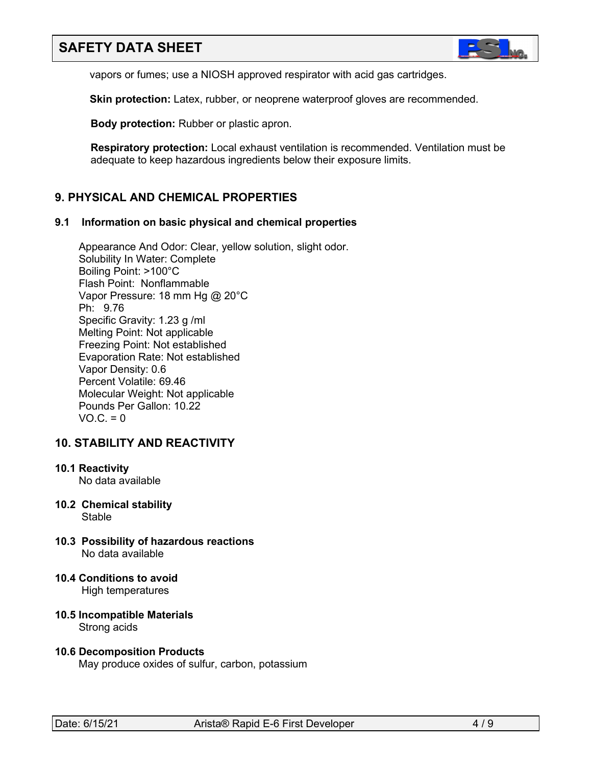vapors or fumes; use a NIOSH approved respirator with acid gas cartridges.

**Skin protection:** Latex, rubber, or neoprene waterproof gloves are recommended.

**Body protection:** Rubber or plastic apron.

**Respiratory protection:** Local exhaust ventilation is recommended. Ventilation must be adequate to keep hazardous ingredients below their exposure limits.

## 9. PHYSICAL AND CHEMICAL PROPERTIES

### 9.1 Information on basic physical and chemical properties

Appearance And Odor: Clear, yellow solution, slight odor.
Solubility In Water: Complete
Boiling Point: >100°C
Flash Point: Nonflammable
Vapor Pressure: 18 mm Hg @ 20°C
Ph: 9.76
Specific Gravity: 1.23 g /ml
Melting Point: Not applicable
Freezing Point: Not established
Evaporation Rate: Not established
Vapor Density: 0.6
Percent Volatile: 69.46
Molecular Weight: Not applicable
Pounds Per Gallon: 10.22
VO.C. = 0

## 10. STABILITY AND REACTIVITY

### 10.1 Reactivity

No data available

### 10.2 Chemical stability

Stable

### 10.3 Possibility of hazardous reactions

No data available

### 10.4 Conditions to avoid

High temperatures

### 10.5 Incompatible Materials

Strong acids

### 10.6 Decomposition Products

May produce oxides of sulfur, carbon, potassium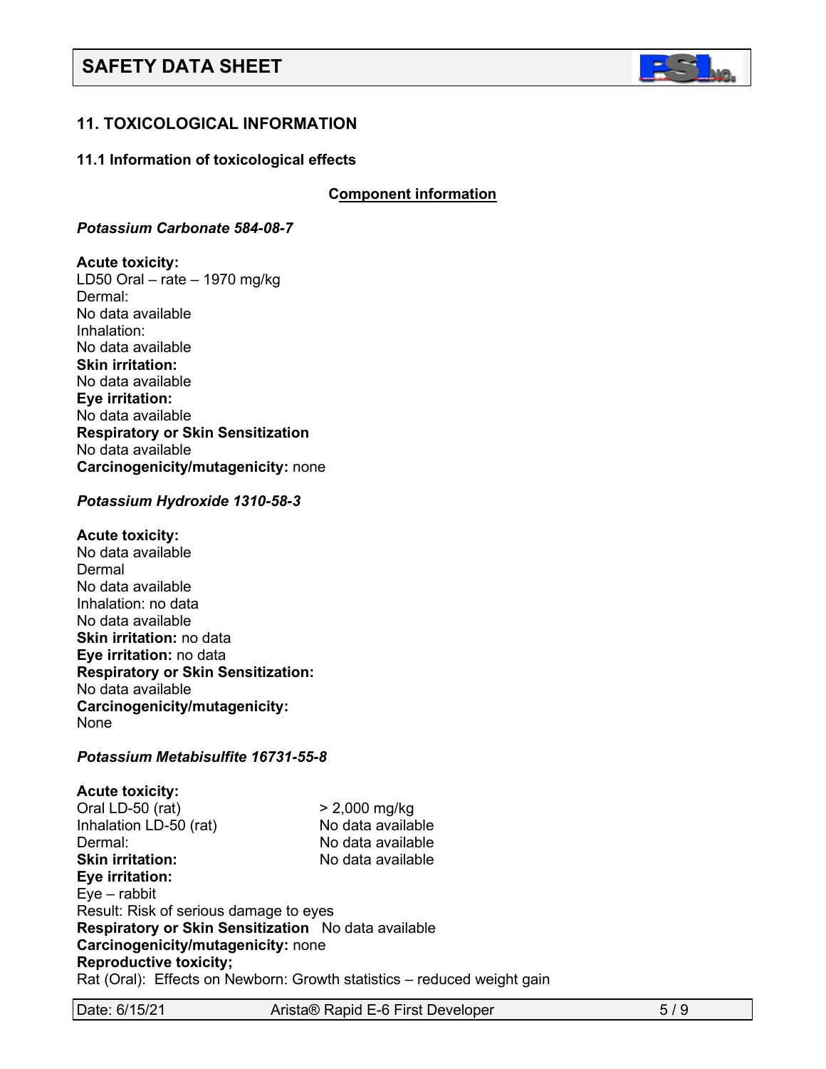## 11. TOXICOLOGICAL INFORMATION

### 11.1 Information of toxicological effects

**Component information**

***Potassium Carbonate 584-08-7***

**Acute toxicity:**
LD50 Oral – rate – 1970 mg/kg
Dermal:
No data available
Inhalation:
No data available
**Skin irritation:**
No data available
**Eye irritation:**
No data available
**Respiratory or Skin Sensitization**
No data available
**Carcinogenicity/mutagenicity:** none

***Potassium Hydroxide 1310-58-3***

**Acute toxicity:**
No data available
Dermal
No data available
Inhalation: no data
No data available
**Skin irritation:** no data
**Eye irritation:** no data
**Respiratory or Skin Sensitization:**
No data available
**Carcinogenicity/mutagenicity:**
None

***Potassium Metabisulfite 16731-55-8***

**Acute toxicity:**

| | |
|---|---|
| Oral LD-50 (rat) | > 2,000 mg/kg |
| Inhalation LD-50 (rat) | No data available |
| Dermal: | No data available |
| **Skin irritation:** | No data available |

**Eye irritation:**
Eye – rabbit
Result: Risk of serious damage to eyes
**Respiratory or Skin Sensitization** No data available
**Carcinogenicity/mutagenicity:** none
**Reproductive toxicity;**
Rat (Oral): Effects on Newborn: Growth statistics – reduced weight gain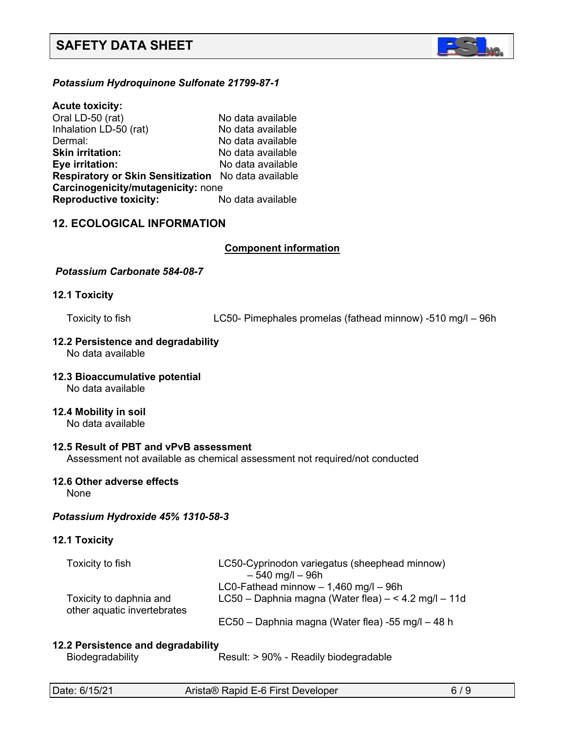*Potassium Hydroquinone Sulfonate 21799-87-1*

**Acute toxicity:**

| | |
|---|---|
| Oral LD-50 (rat) | No data available |
| Inhalation LD-50 (rat) | No data available |
| Dermal: | No data available |
| **Skin irritation:** | No data available |
| **Eye irritation:** | No data available |
| **Respiratory or Skin Sensitization** | No data available |
| **Carcinogenicity/mutagenicity:** | none |
| **Reproductive toxicity:** | No data available |

## 12. ECOLOGICAL INFORMATION

**Component information**

*Potassium Carbonate 584-08-7*

**12.1 Toxicity**

Toxicity to fish — LC50- Pimephales promelas (fathead minnow) -510 mg/l – 96h

**12.2 Persistence and degradability**
No data available

**12.3 Bioaccumulative potential**
No data available

**12.4 Mobility in soil**
No data available

**12.5 Result of PBT and vPvB assessment**
Assessment not available as chemical assessment not required/not conducted

**12.6 Other adverse effects**
None

*Potassium Hydroxide 45% 1310-58-3*

**12.1 Toxicity**

| | |
|---|---|
| Toxicity to fish | LC50-Cyprinodon variegatus (sheephead minnow) – 540 mg/l – 96h |
| | LC0-Fathead minnow – 1,460 mg/l – 96h |
| Toxicity to daphnia and other aquatic invertebrates | LC50 – Daphnia magna (Water flea) – < 4.2 mg/l – 11d |
| | EC50 – Daphnia magna (Water flea) -55 mg/l – 48 h |

**12.2 Persistence and degradability**

Biodegradability — Result: > 90% - Readily biodegradable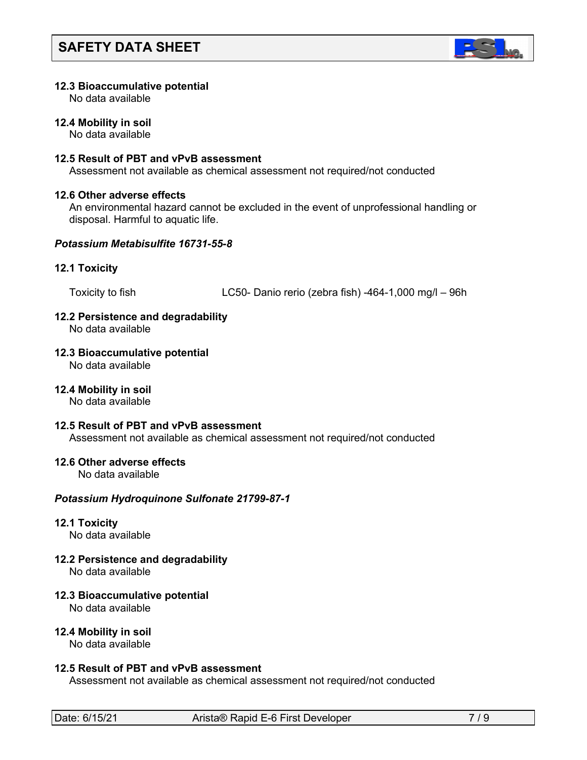### 12.3 Bioaccumulative potential

No data available

### 12.4 Mobility in soil

No data available

### 12.5 Result of PBT and vPvB assessment

Assessment not available as chemical assessment not required/not conducted

### 12.6 Other adverse effects

An environmental hazard cannot be excluded in the event of unprofessional handling or disposal. Harmful to aquatic life.

***Potassium Metabisulfite 16731-55-8***

### 12.1 Toxicity

Toxicity to fish LC50- Danio rerio (zebra fish) -464-1,000 mg/l – 96h

### 12.2 Persistence and degradability

No data available

### 12.3 Bioaccumulative potential

No data available

### 12.4 Mobility in soil

No data available

### 12.5 Result of PBT and vPvB assessment

Assessment not available as chemical assessment not required/not conducted

### 12.6 Other adverse effects

No data available

***Potassium Hydroquinone Sulfonate 21799-87-1***

### 12.1 Toxicity

No data available

### 12.2 Persistence and degradability

No data available

### 12.3 Bioaccumulative potential

No data available

### 12.4 Mobility in soil

No data available

### 12.5 Result of PBT and vPvB assessment

Assessment not available as chemical assessment not required/not conducted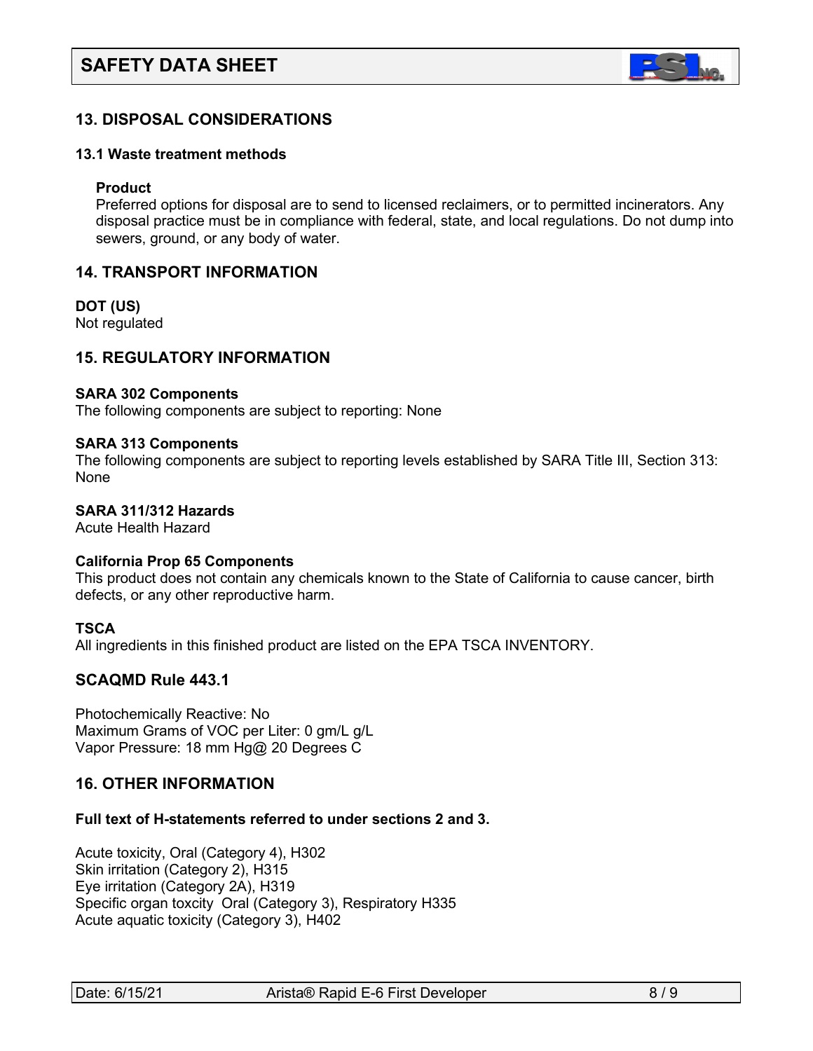## 13. DISPOSAL CONSIDERATIONS

### 13.1 Waste treatment methods

**Product**

Preferred options for disposal are to send to licensed reclaimers, or to permitted incinerators. Any disposal practice must be in compliance with federal, state, and local regulations. Do not dump into sewers, ground, or any body of water.

## 14. TRANSPORT INFORMATION

**DOT (US)**

Not regulated

## 15. REGULATORY INFORMATION

**SARA 302 Components**

The following components are subject to reporting: None

**SARA 313 Components**

The following components are subject to reporting levels established by SARA Title III, Section 313: None

**SARA 311/312 Hazards**

Acute Health Hazard

**California Prop 65 Components**

This product does not contain any chemicals known to the State of California to cause cancer, birth defects, or any other reproductive harm.

**TSCA**

All ingredients in this finished product are listed on the EPA TSCA INVENTORY.

## SCAQMD Rule 443.1

Photochemically Reactive: No
Maximum Grams of VOC per Liter: 0 gm/L g/L
Vapor Pressure: 18 mm Hg@ 20 Degrees C

## 16. OTHER INFORMATION

**Full text of H-statements referred to under sections 2 and 3.**

Acute toxicity, Oral (Category 4), H302
Skin irritation (Category 2), H315
Eye irritation (Category 2A), H319
Specific organ toxcity Oral (Category 3), Respiratory H335
Acute aquatic toxicity (Category 3), H402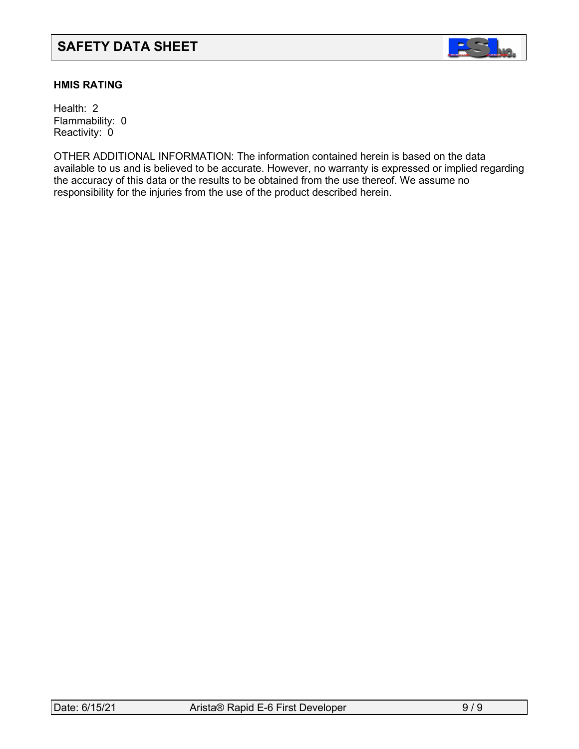**HMIS RATING**

Health: 2
Flammability: 0
Reactivity: 0

OTHER ADDITIONAL INFORMATION: The information contained herein is based on the data available to us and is believed to be accurate. However, no warranty is expressed or implied regarding the accuracy of this data or the results to be obtained from the use thereof. We assume no responsibility for the injuries from the use of the product described herein.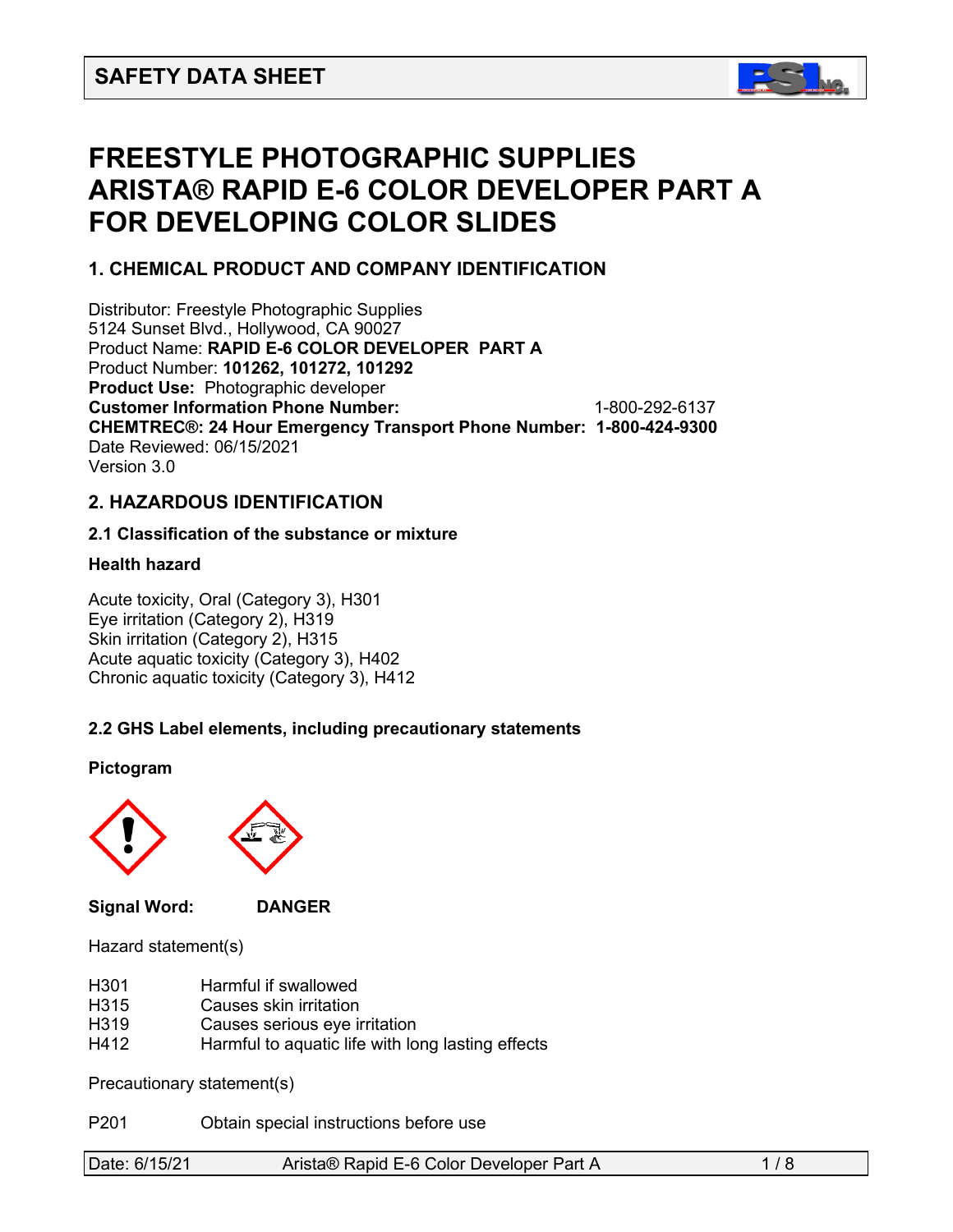## SAFETY DATA SHEET

# FREESTYLE PHOTOGRAPHIC SUPPLIES ARISTA® RAPID E-6 COLOR DEVELOPER PART A FOR DEVELOPING COLOR SLIDES

## 1. CHEMICAL PRODUCT AND COMPANY IDENTIFICATION

Distributor: Freestyle Photographic Supplies
5124 Sunset Blvd., Hollywood, CA 90027
Product Name: **RAPID E-6 COLOR DEVELOPER PART A**
Product Number: **101262, 101272, 101292**
**Product Use:** Photographic developer
**Customer Information Phone Number:** 1-800-292-6137
**CHEMTREC®: 24 Hour Emergency Transport Phone Number: 1-800-424-9300**
Date Reviewed: 06/15/2021
Version 3.0

## 2. HAZARDOUS IDENTIFICATION

### 2.1 Classification of the substance or mixture

**Health hazard**

Acute toxicity, Oral (Category 3), H301
Eye irritation (Category 2), H319
Skin irritation (Category 2), H315
Acute aquatic toxicity (Category 3), H402
Chronic aquatic toxicity (Category 3), H412

### 2.2 GHS Label elements, including precautionary statements

**Pictogram**

**Signal Word:** **DANGER**

Hazard statement(s)

| | |
|---|---|
| H301 | Harmful if swallowed |
| H315 | Causes skin irritation |
| H319 | Causes serious eye irritation |
| H412 | Harmful to aquatic life with long lasting effects |

Precautionary statement(s)

| | |
|---|---|
| P201 | Obtain special instructions before use |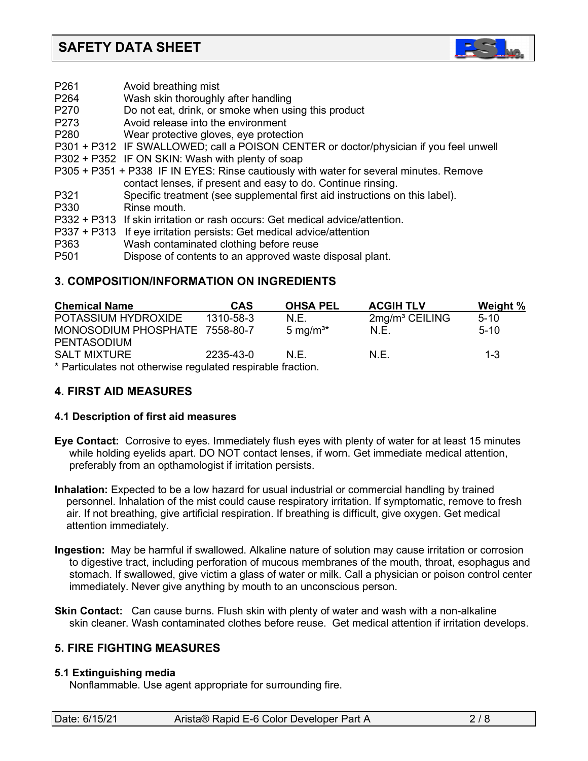P261 Avoid breathing mist
P264 Wash skin thoroughly after handling
P270 Do not eat, drink, or smoke when using this product
P273 Avoid release into the environment
P280 Wear protective gloves, eye protection
P301 + P312 IF SWALLOWED; call a POISON CENTER or doctor/physician if you feel unwell
P302 + P352 IF ON SKIN: Wash with plenty of soap
P305 + P351 + P338 IF IN EYES: Rinse cautiously with water for several minutes. Remove contact lenses, if present and easy to do. Continue rinsing.
P321 Specific treatment (see supplemental first aid instructions on this label).
P330 Rinse mouth.
P332 + P313 If skin irritation or rash occurs: Get medical advice/attention.
P337 + P313 If eye irritation persists: Get medical advice/attention
P363 Wash contaminated clothing before reuse
P501 Dispose of contents to an approved waste disposal plant.

## 3. COMPOSITION/INFORMATION ON INGREDIENTS

| Chemical Name | CAS | OHSA PEL | ACGIH TLV | Weight % |
|---|---|---|---|---|
| POTASSIUM HYDROXIDE | 1310-58-3 | N.E. | 2mg/m³ CEILING | 5-10 |
| MONOSODIUM PHOSPHATE | 7558-80-7 | 5 mg/m³* | N.E. | 5-10 |
| PENTASODIUM SALT MIXTURE | 2235-43-0 | N.E. | N.E. | 1-3 |

* Particulates not otherwise regulated respirable fraction.

## 4. FIRST AID MEASURES

### 4.1 Description of first aid measures

**Eye Contact:** Corrosive to eyes. Immediately flush eyes with plenty of water for at least 15 minutes while holding eyelids apart. DO NOT contact lenses, if worn. Get immediate medical attention, preferably from an opthamologist if irritation persists.

**Inhalation:** Expected to be a low hazard for usual industrial or commercial handling by trained personnel. Inhalation of the mist could cause respiratory irritation. If symptomatic, remove to fresh air. If not breathing, give artificial respiration. If breathing is difficult, give oxygen. Get medical attention immediately.

**Ingestion:** May be harmful if swallowed. Alkaline nature of solution may cause irritation or corrosion to digestive tract, including perforation of mucous membranes of the mouth, throat, esophagus and stomach. If swallowed, give victim a glass of water or milk. Call a physician or poison control center immediately. Never give anything by mouth to an unconscious person.

**Skin Contact:** Can cause burns. Flush skin with plenty of water and wash with a non-alkaline skin cleaner. Wash contaminated clothes before reuse. Get medical attention if irritation develops.

## 5. FIRE FIGHTING MEASURES

### 5.1 Extinguishing media

Nonflammable. Use agent appropriate for surrounding fire.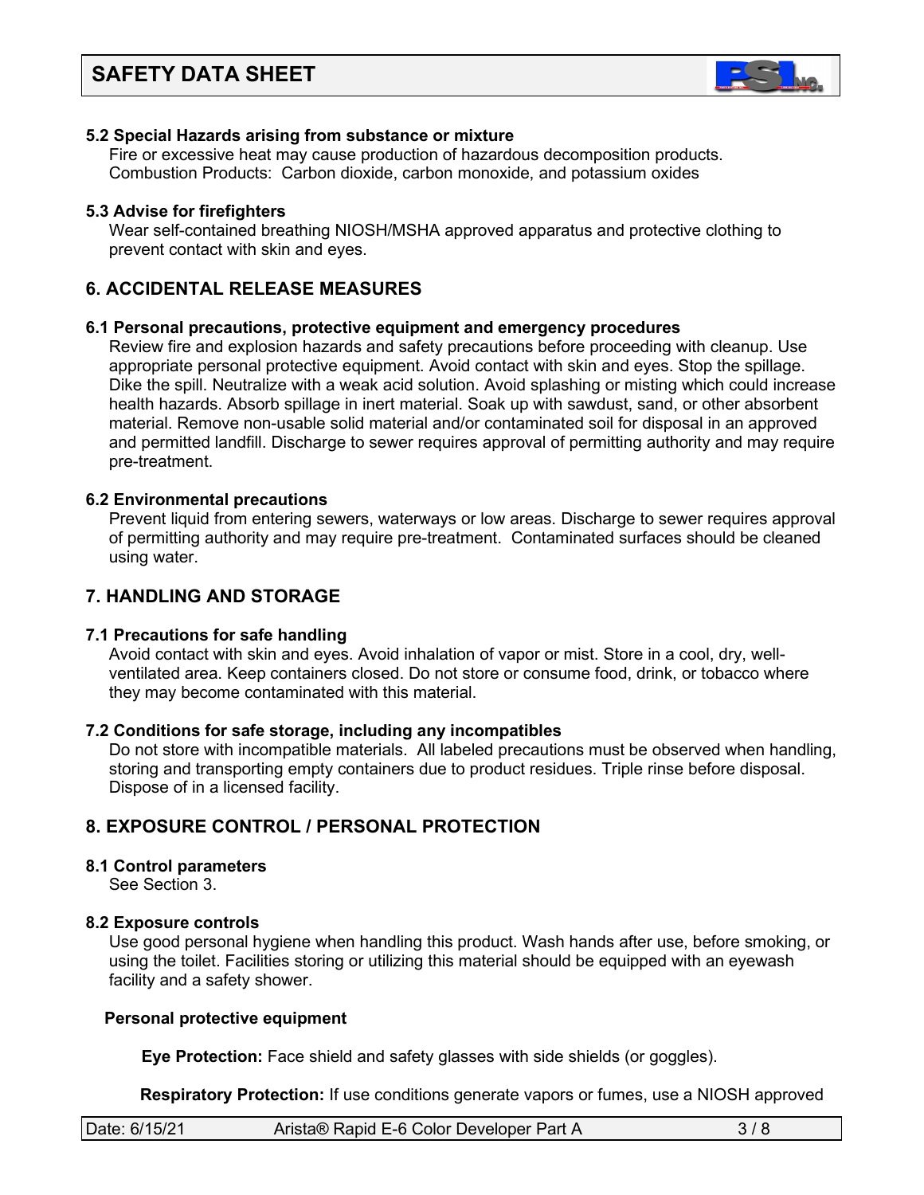### 5.2 Special Hazards arising from substance or mixture

Fire or excessive heat may cause production of hazardous decomposition products.
Combustion Products: Carbon dioxide, carbon monoxide, and potassium oxides

### 5.3 Advise for firefighters

Wear self-contained breathing NIOSH/MSHA approved apparatus and protective clothing to prevent contact with skin and eyes.

## 6. ACCIDENTAL RELEASE MEASURES

### 6.1 Personal precautions, protective equipment and emergency procedures

Review fire and explosion hazards and safety precautions before proceeding with cleanup. Use appropriate personal protective equipment. Avoid contact with skin and eyes. Stop the spillage. Dike the spill. Neutralize with a weak acid solution. Avoid splashing or misting which could increase health hazards. Absorb spillage in inert material. Soak up with sawdust, sand, or other absorbent material. Remove non-usable solid material and/or contaminated soil for disposal in an approved and permitted landfill. Discharge to sewer requires approval of permitting authority and may require pre-treatment.

### 6.2 Environmental precautions

Prevent liquid from entering sewers, waterways or low areas. Discharge to sewer requires approval of permitting authority and may require pre-treatment. Contaminated surfaces should be cleaned using water.

## 7. HANDLING AND STORAGE

### 7.1 Precautions for safe handling

Avoid contact with skin and eyes. Avoid inhalation of vapor or mist. Store in a cool, dry, well-ventilated area. Keep containers closed. Do not store or consume food, drink, or tobacco where they may become contaminated with this material.

### 7.2 Conditions for safe storage, including any incompatibles

Do not store with incompatible materials. All labeled precautions must be observed when handling, storing and transporting empty containers due to product residues. Triple rinse before disposal. Dispose of in a licensed facility.

## 8. EXPOSURE CONTROL / PERSONAL PROTECTION

### 8.1 Control parameters

See Section 3.

### 8.2 Exposure controls

Use good personal hygiene when handling this product. Wash hands after use, before smoking, or using the toilet. Facilities storing or utilizing this material should be equipped with an eyewash facility and a safety shower.

**Personal protective equipment**

**Eye Protection:** Face shield and safety glasses with side shields (or goggles).

**Respiratory Protection:** If use conditions generate vapors or fumes, use a NIOSH approved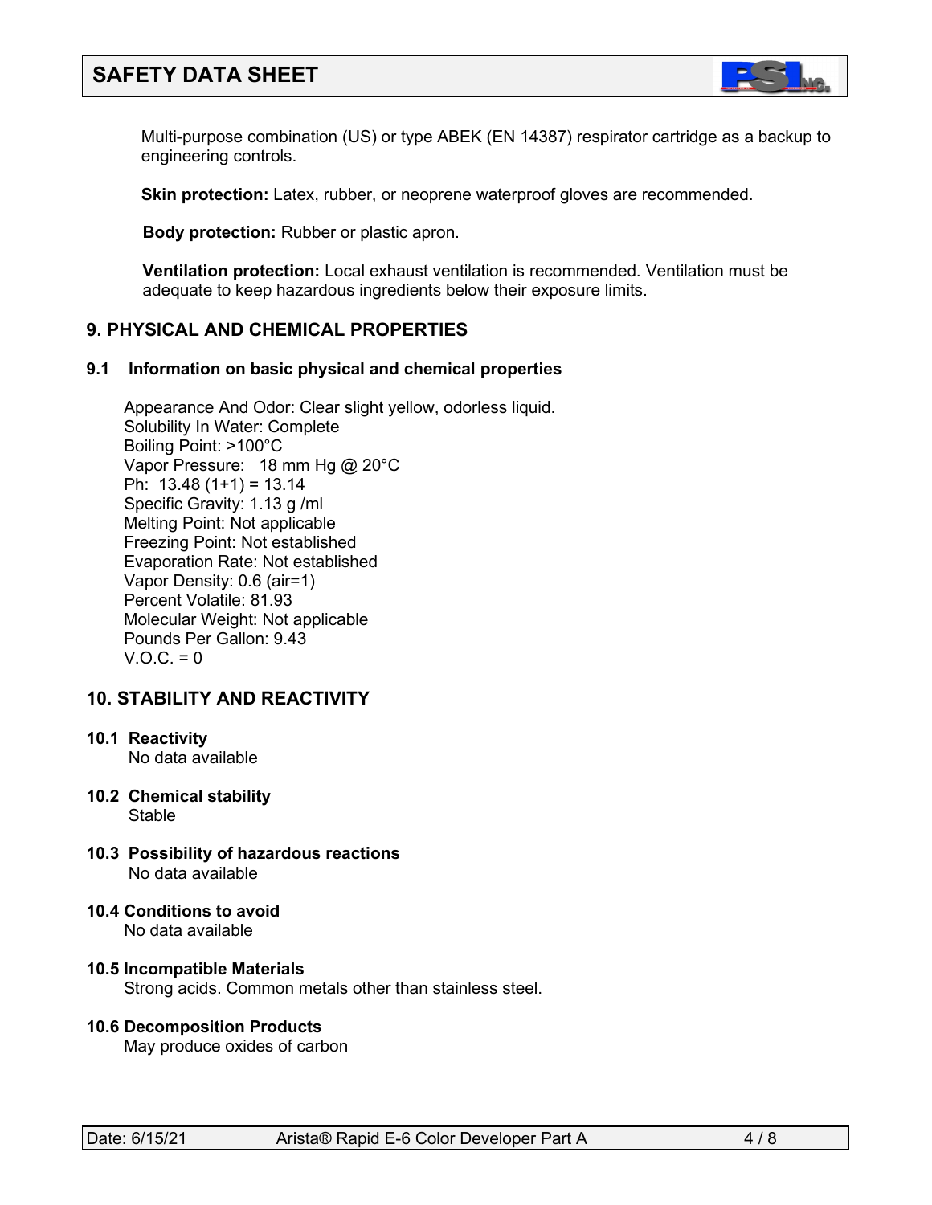Multi-purpose combination (US) or type ABEK (EN 14387) respirator cartridge as a backup to engineering controls.

**Skin protection:** Latex, rubber, or neoprene waterproof gloves are recommended.

**Body protection:** Rubber or plastic apron.

**Ventilation protection:** Local exhaust ventilation is recommended. Ventilation must be adequate to keep hazardous ingredients below their exposure limits.

## 9. PHYSICAL AND CHEMICAL PROPERTIES

### 9.1 Information on basic physical and chemical properties

Appearance And Odor: Clear slight yellow, odorless liquid.
Solubility In Water: Complete
Boiling Point: >100°C
Vapor Pressure: 18 mm Hg @ 20°C
Ph: 13.48 (1+1) = 13.14
Specific Gravity: 1.13 g /ml
Melting Point: Not applicable
Freezing Point: Not established
Evaporation Rate: Not established
Vapor Density: 0.6 (air=1)
Percent Volatile: 81.93
Molecular Weight: Not applicable
Pounds Per Gallon: 9.43
V.O.C. = 0

## 10. STABILITY AND REACTIVITY

### 10.1 Reactivity

No data available

### 10.2 Chemical stability

Stable

### 10.3 Possibility of hazardous reactions

No data available

### 10.4 Conditions to avoid

No data available

### 10.5 Incompatible Materials

Strong acids. Common metals other than stainless steel.

### 10.6 Decomposition Products

May produce oxides of carbon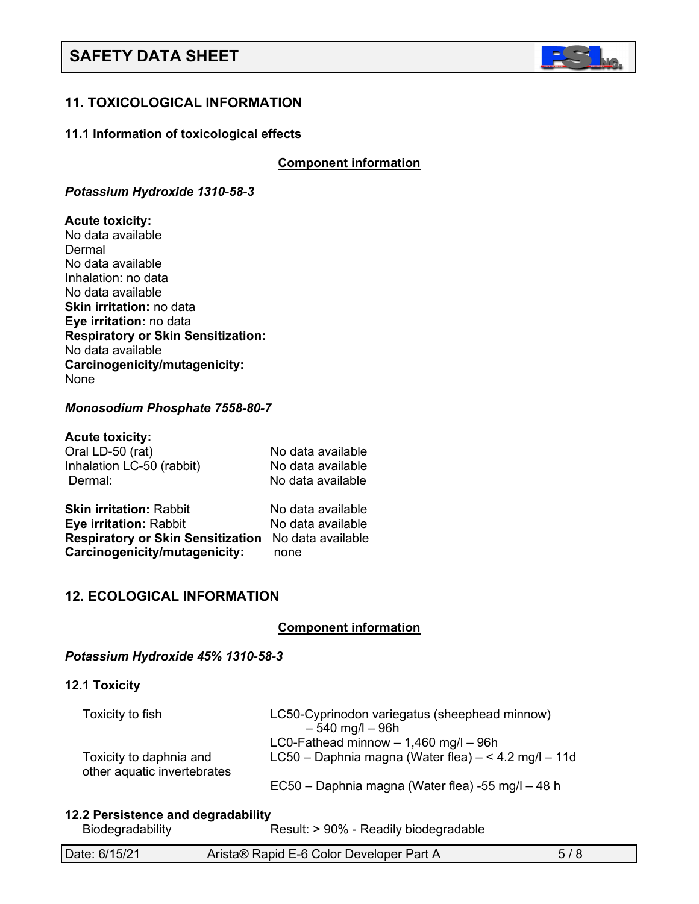## 11. TOXICOLOGICAL INFORMATION

### 11.1 Information of toxicological effects

**Component information**

*Potassium Hydroxide 1310-58-3*

**Acute toxicity:**
No data available
Dermal
No data available
Inhalation: no data
No data available
**Skin irritation:** no data
**Eye irritation:** no data
**Respiratory or Skin Sensitization:**
No data available
**Carcinogenicity/mutagenicity:**
None

*Monosodium Phosphate 7558-80-7*

**Acute toxicity:**

| | |
|---|---|
| Oral LD-50 (rat) | No data available |
| Inhalation LC-50 (rabbit) | No data available |
| Dermal: | No data available |
| **Skin irritation:** Rabbit | No data available |
| **Eye irritation:** Rabbit | No data available |
| **Respiratory or Skin Sensitization** | No data available |
| **Carcinogenicity/mutagenicity:** | none |

## 12. ECOLOGICAL INFORMATION

**Component information**

*Potassium Hydroxide 45% 1310-58-3*

### 12.1 Toxicity

| | |
|---|---|
| Toxicity to fish | LC50-Cyprinodon variegatus (sheephead minnow) – 540 mg/l – 96h |
| | LC0-Fathead minnow – 1,460 mg/l – 96h |
| Toxicity to daphnia and other aquatic invertebrates | LC50 – Daphnia magna (Water flea) – < 4.2 mg/l – 11d |
| | EC50 – Daphnia magna (Water flea) -55 mg/l – 48 h |

### 12.2 Persistence and degradability

Biodegradability Result: > 90% - Readily biodegradable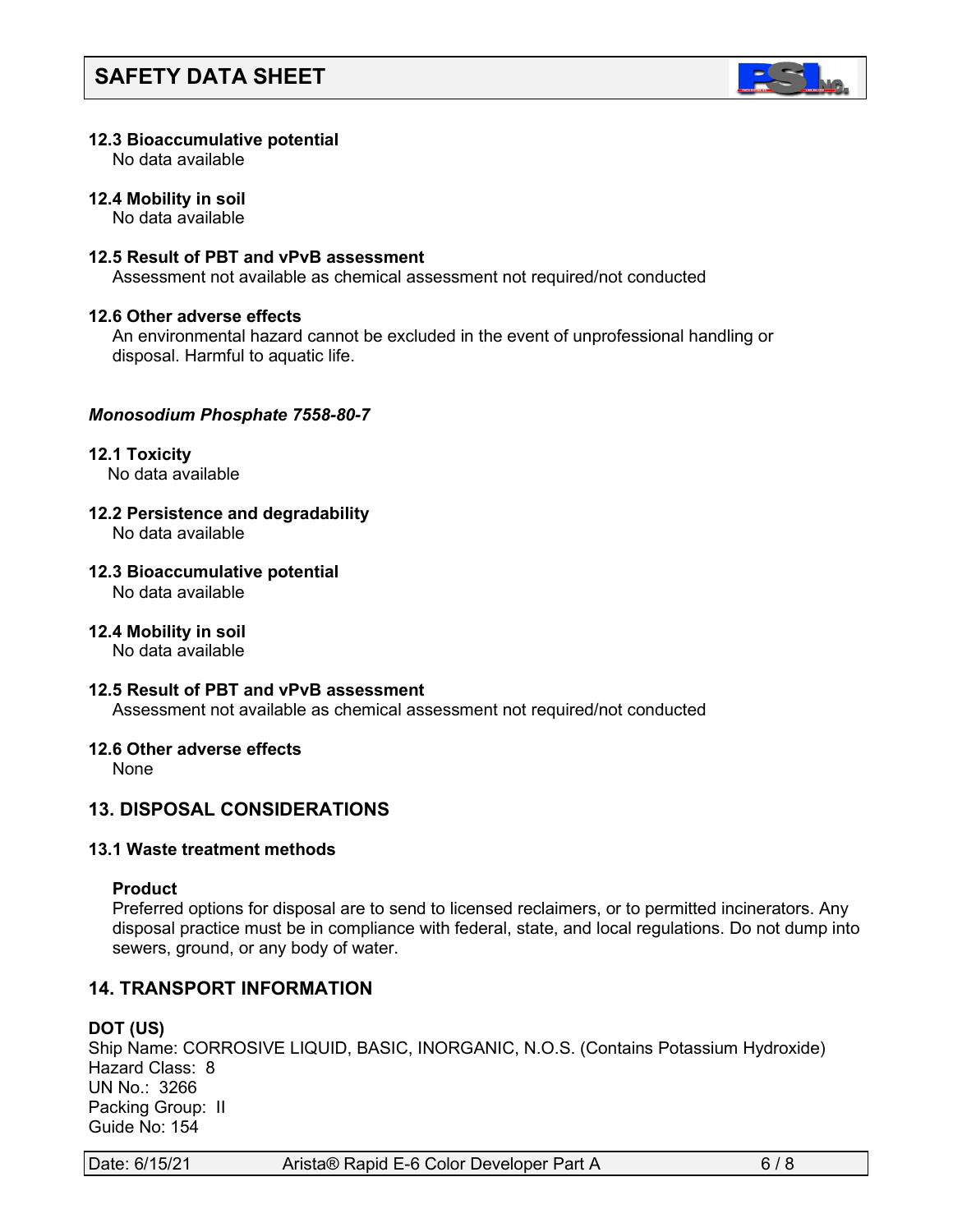### 12.3 Bioaccumulative potential

No data available

### 12.4 Mobility in soil

No data available

### 12.5 Result of PBT and vPvB assessment

Assessment not available as chemical assessment not required/not conducted

### 12.6 Other adverse effects

An environmental hazard cannot be excluded in the event of unprofessional handling or disposal. Harmful to aquatic life.

*Monosodium Phosphate 7558-80-7*

### 12.1 Toxicity

No data available

### 12.2 Persistence and degradability

No data available

### 12.3 Bioaccumulative potential

No data available

### 12.4 Mobility in soil

No data available

### 12.5 Result of PBT and vPvB assessment

Assessment not available as chemical assessment not required/not conducted

### 12.6 Other adverse effects

None

## 13. DISPOSAL CONSIDERATIONS

### 13.1 Waste treatment methods

**Product**

Preferred options for disposal are to send to licensed reclaimers, or to permitted incinerators. Any disposal practice must be in compliance with federal, state, and local regulations. Do not dump into sewers, ground, or any body of water.

## 14. TRANSPORT INFORMATION

**DOT (US)**

Ship Name: CORROSIVE LIQUID, BASIC, INORGANIC, N.O.S. (Contains Potassium Hydroxide)
Hazard Class: 8
UN No.: 3266
Packing Group: II
Guide No: 154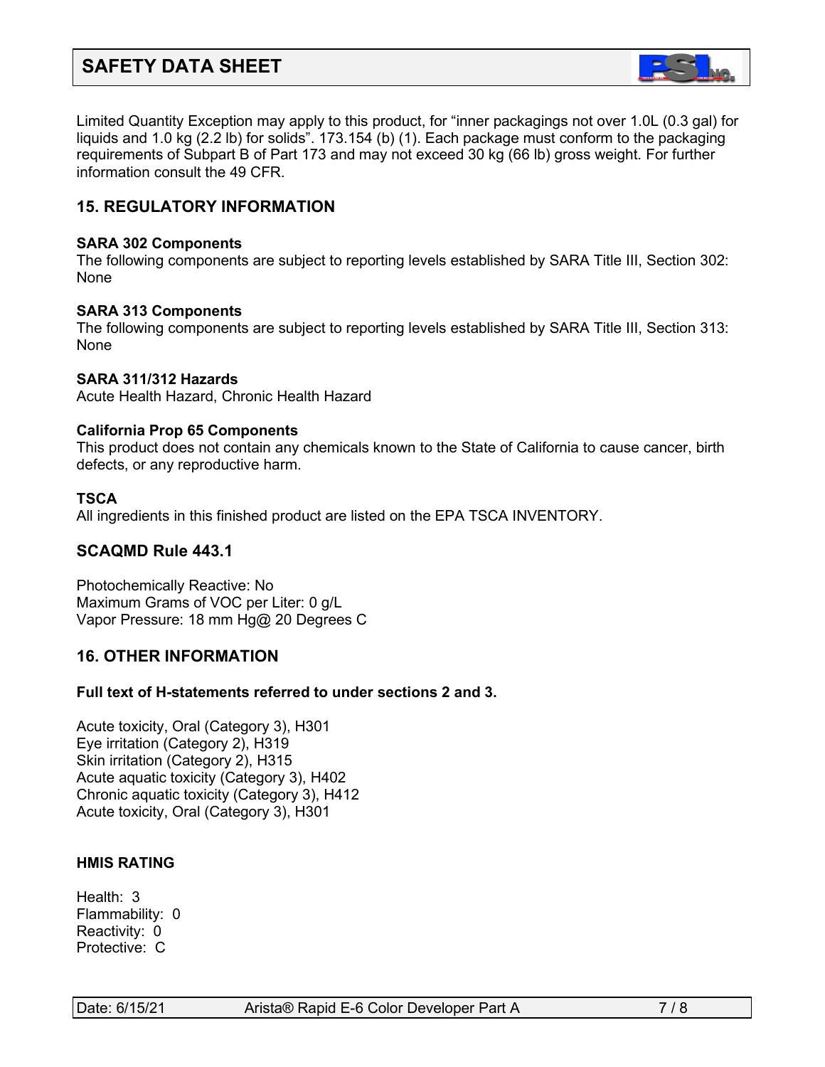Limited Quantity Exception may apply to this product, for “inner packagings not over 1.0L (0.3 gal) for liquids and 1.0 kg (2.2 lb) for solids”. 173.154 (b) (1). Each package must conform to the packaging requirements of Subpart B of Part 173 and may not exceed 30 kg (66 lb) gross weight. For further information consult the 49 CFR.

## 15. REGULATORY INFORMATION

**SARA 302 Components**
The following components are subject to reporting levels established by SARA Title III, Section 302: None

**SARA 313 Components**
The following components are subject to reporting levels established by SARA Title III, Section 313: None

**SARA 311/312 Hazards**
Acute Health Hazard, Chronic Health Hazard

**California Prop 65 Components**
This product does not contain any chemicals known to the State of California to cause cancer, birth defects, or any reproductive harm.

**TSCA**
All ingredients in this finished product are listed on the EPA TSCA INVENTORY.

## SCAQMD Rule 443.1

Photochemically Reactive: No
Maximum Grams of VOC per Liter: 0 g/L
Vapor Pressure: 18 mm Hg@ 20 Degrees C

## 16. OTHER INFORMATION

**Full text of H-statements referred to under sections 2 and 3.**

Acute toxicity, Oral (Category 3), H301
Eye irritation (Category 2), H319
Skin irritation (Category 2), H315
Acute aquatic toxicity (Category 3), H402
Chronic aquatic toxicity (Category 3), H412
Acute toxicity, Oral (Category 3), H301

**HMIS RATING**

Health: 3
Flammability: 0
Reactivity: 0
Protective: C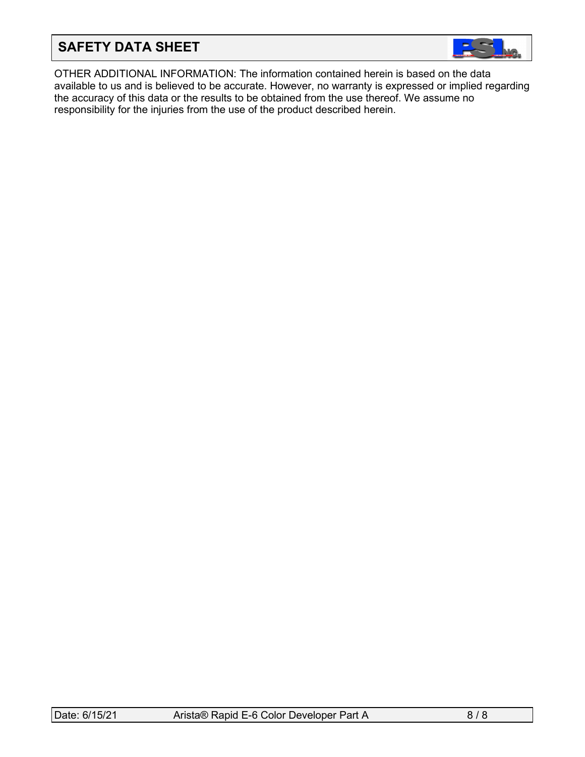OTHER ADDITIONAL INFORMATION: The information contained herein is based on the data available to us and is believed to be accurate. However, no warranty is expressed or implied regarding the accuracy of this data or the results to be obtained from the use thereof. We assume no responsibility for the injuries from the use of the product described herein.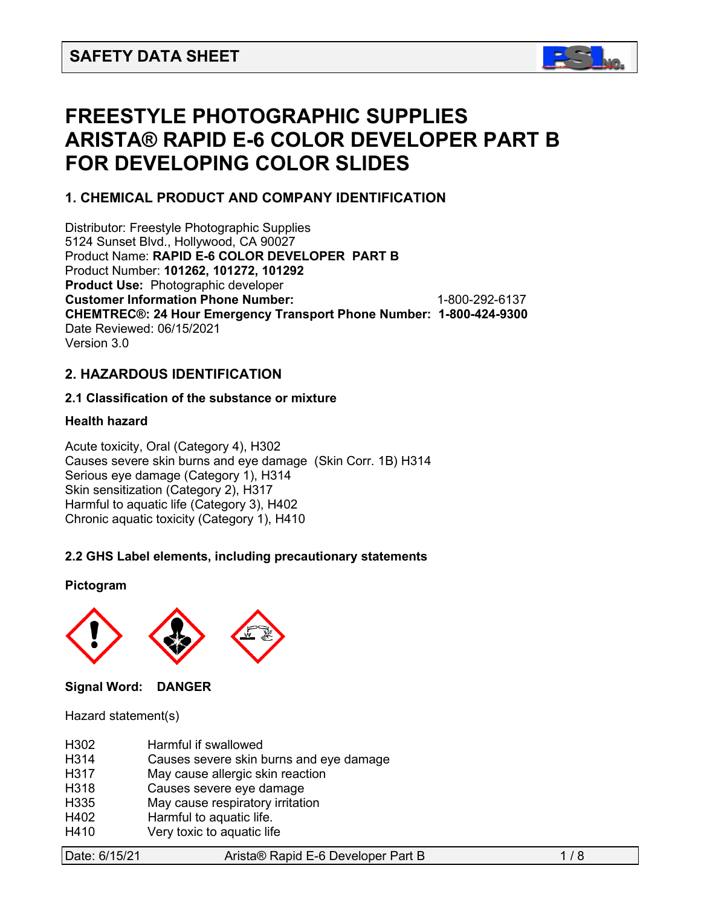# SAFETY DATA SHEET

# FREESTYLE PHOTOGRAPHIC SUPPLIES ARISTA® RAPID E-6 COLOR DEVELOPER PART B FOR DEVELOPING COLOR SLIDES

## 1. CHEMICAL PRODUCT AND COMPANY IDENTIFICATION

Distributor: Freestyle Photographic Supplies
5124 Sunset Blvd., Hollywood, CA 90027
Product Name: **RAPID E-6 COLOR DEVELOPER PART B**
Product Number: **101262, 101272, 101292**
**Product Use:** Photographic developer
**Customer Information Phone Number:** 1-800-292-6137
**CHEMTREC®: 24 Hour Emergency Transport Phone Number: 1-800-424-9300**
Date Reviewed: 06/15/2021
Version 3.0

## 2. HAZARDOUS IDENTIFICATION

### 2.1 Classification of the substance or mixture

**Health hazard**

Acute toxicity, Oral (Category 4), H302
Causes severe skin burns and eye damage (Skin Corr. 1B) H314
Serious eye damage (Category 1), H314
Skin sensitization (Category 2), H317
Harmful to aquatic life (Category 3), H402
Chronic aquatic toxicity (Category 1), H410

### 2.2 GHS Label elements, including precautionary statements

**Pictogram**

**Signal Word: DANGER**

Hazard statement(s)

| | |
|---|---|
| H302 | Harmful if swallowed |
| H314 | Causes severe skin burns and eye damage |
| H317 | May cause allergic skin reaction |
| H318 | Causes severe eye damage |
| H335 | May cause respiratory irritation |
| H402 | Harmful to aquatic life. |
| H410 | Very toxic to aquatic life |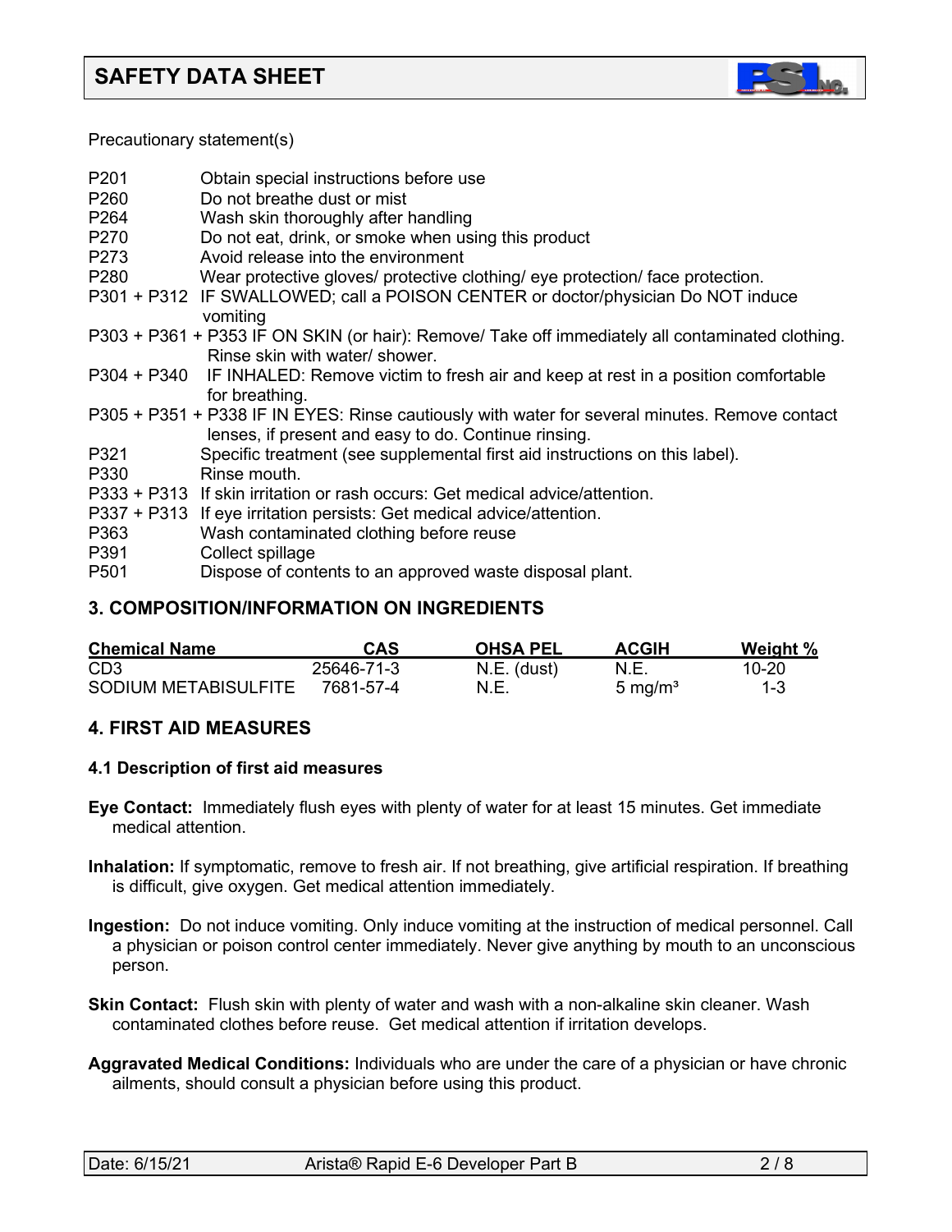Precautionary statement(s)

P201 Obtain special instructions before use
P260 Do not breathe dust or mist
P264 Wash skin thoroughly after handling
P270 Do not eat, drink, or smoke when using this product
P273 Avoid release into the environment
P280 Wear protective gloves/ protective clothing/ eye protection/ face protection.
P301 + P312 IF SWALLOWED; call a POISON CENTER or doctor/physician Do NOT induce vomiting
P303 + P361 + P353 IF ON SKIN (or hair): Remove/ Take off immediately all contaminated clothing. Rinse skin with water/ shower.
P304 + P340 IF INHALED: Remove victim to fresh air and keep at rest in a position comfortable for breathing.
P305 + P351 + P338 IF IN EYES: Rinse cautiously with water for several minutes. Remove contact lenses, if present and easy to do. Continue rinsing.
P321 Specific treatment (see supplemental first aid instructions on this label).
P330 Rinse mouth.
P333 + P313 If skin irritation or rash occurs: Get medical advice/attention.
P337 + P313 If eye irritation persists: Get medical advice/attention.
P363 Wash contaminated clothing before reuse
P391 Collect spillage
P501 Dispose of contents to an approved waste disposal plant.

## 3. COMPOSITION/INFORMATION ON INGREDIENTS

| Chemical Name | CAS | OHSA PEL | ACGIH | Weight % |
|---|---|---|---|---|
| CD3 | 25646-71-3 | N.E. (dust) | N.E. | 10-20 |
| SODIUM METABISULFITE | 7681-57-4 | N.E. | 5 mg/m³ | 1-3 |

## 4. FIRST AID MEASURES

### 4.1 Description of first aid measures

**Eye Contact:** Immediately flush eyes with plenty of water for at least 15 minutes. Get immediate medical attention.

**Inhalation:** If symptomatic, remove to fresh air. If not breathing, give artificial respiration. If breathing is difficult, give oxygen. Get medical attention immediately.

**Ingestion:** Do not induce vomiting. Only induce vomiting at the instruction of medical personnel. Call a physician or poison control center immediately. Never give anything by mouth to an unconscious person.

**Skin Contact:** Flush skin with plenty of water and wash with a non-alkaline skin cleaner. Wash contaminated clothes before reuse. Get medical attention if irritation develops.

**Aggravated Medical Conditions:** Individuals who are under the care of a physician or have chronic ailments, should consult a physician before using this product.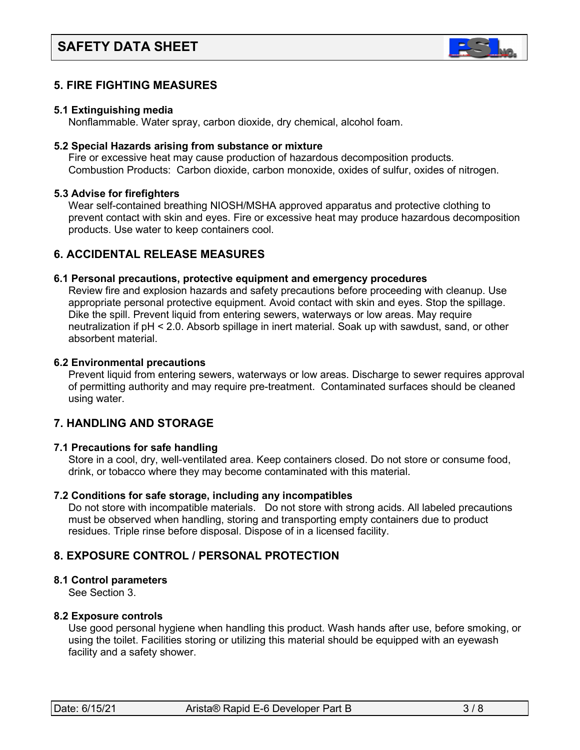## 5. FIRE FIGHTING MEASURES

### 5.1 Extinguishing media

Nonflammable. Water spray, carbon dioxide, dry chemical, alcohol foam.

### 5.2 Special Hazards arising from substance or mixture

Fire or excessive heat may cause production of hazardous decomposition products.
Combustion Products: Carbon dioxide, carbon monoxide, oxides of sulfur, oxides of nitrogen.

### 5.3 Advise for firefighters

Wear self-contained breathing NIOSH/MSHA approved apparatus and protective clothing to prevent contact with skin and eyes. Fire or excessive heat may produce hazardous decomposition products. Use water to keep containers cool.

## 6. ACCIDENTAL RELEASE MEASURES

### 6.1 Personal precautions, protective equipment and emergency procedures

Review fire and explosion hazards and safety precautions before proceeding with cleanup. Use appropriate personal protective equipment. Avoid contact with skin and eyes. Stop the spillage. Dike the spill. Prevent liquid from entering sewers, waterways or low areas. May require neutralization if pH < 2.0. Absorb spillage in inert material. Soak up with sawdust, sand, or other absorbent material.

### 6.2 Environmental precautions

Prevent liquid from entering sewers, waterways or low areas. Discharge to sewer requires approval of permitting authority and may require pre-treatment. Contaminated surfaces should be cleaned using water.

## 7. HANDLING AND STORAGE

### 7.1 Precautions for safe handling

Store in a cool, dry, well-ventilated area. Keep containers closed. Do not store or consume food, drink, or tobacco where they may become contaminated with this material.

### 7.2 Conditions for safe storage, including any incompatibles

Do not store with incompatible materials. Do not store with strong acids. All labeled precautions must be observed when handling, storing and transporting empty containers due to product residues. Triple rinse before disposal. Dispose of in a licensed facility.

## 8. EXPOSURE CONTROL / PERSONAL PROTECTION

### 8.1 Control parameters

See Section 3.

### 8.2 Exposure controls

Use good personal hygiene when handling this product. Wash hands after use, before smoking, or using the toilet. Facilities storing or utilizing this material should be equipped with an eyewash facility and a safety shower.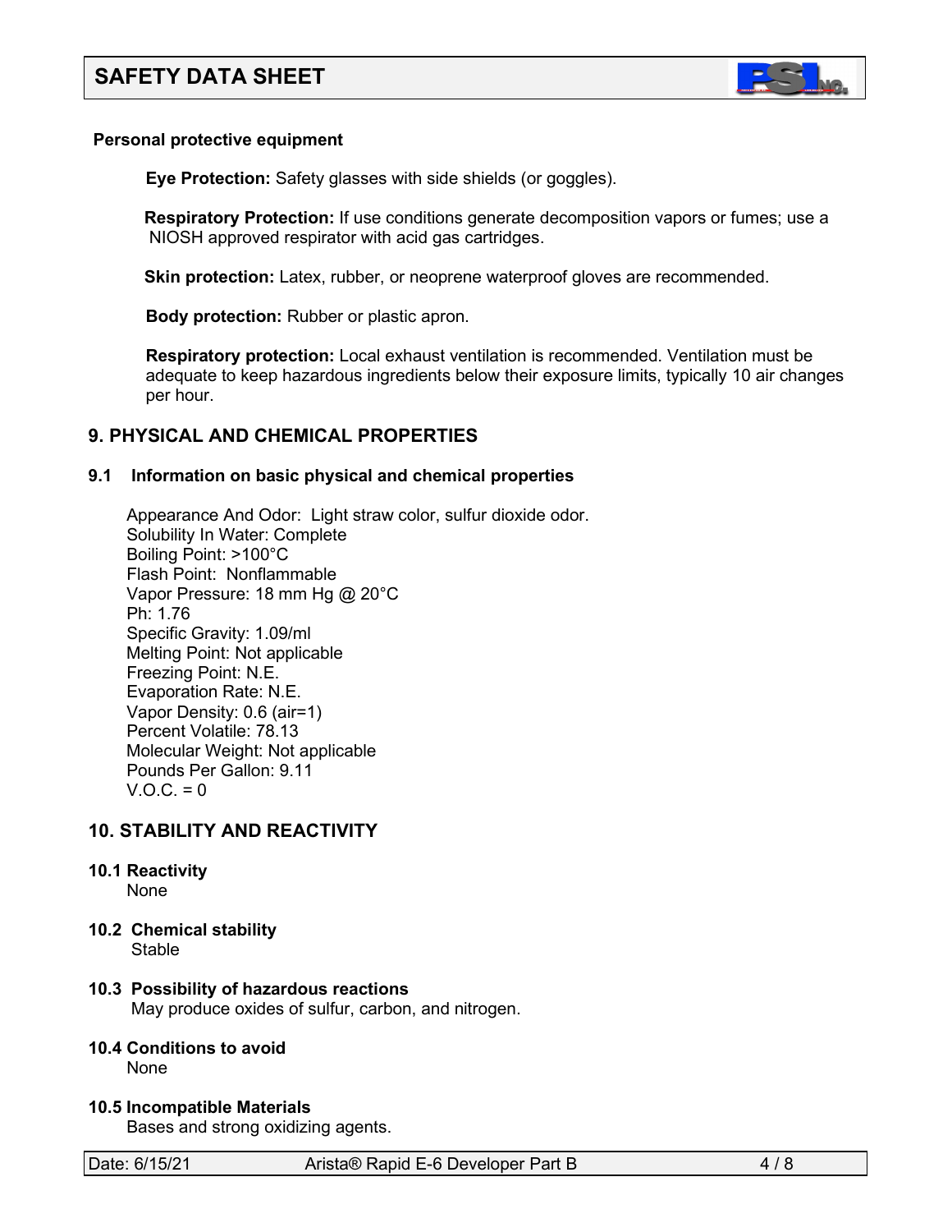**Personal protective equipment**

**Eye Protection:** Safety glasses with side shields (or goggles).

**Respiratory Protection:** If use conditions generate decomposition vapors or fumes; use a NIOSH approved respirator with acid gas cartridges.

**Skin protection:** Latex, rubber, or neoprene waterproof gloves are recommended.

**Body protection:** Rubber or plastic apron.

**Respiratory protection:** Local exhaust ventilation is recommended. Ventilation must be adequate to keep hazardous ingredients below their exposure limits, typically 10 air changes per hour.

## 9. PHYSICAL AND CHEMICAL PROPERTIES

### 9.1 Information on basic physical and chemical properties

Appearance And Odor: Light straw color, sulfur dioxide odor.
Solubility In Water: Complete
Boiling Point: >100°C
Flash Point: Nonflammable
Vapor Pressure: 18 mm Hg @ 20°C
Ph: 1.76
Specific Gravity: 1.09/ml
Melting Point: Not applicable
Freezing Point: N.E.
Evaporation Rate: N.E.
Vapor Density: 0.6 (air=1)
Percent Volatile: 78.13
Molecular Weight: Not applicable
Pounds Per Gallon: 9.11
V.O.C. = 0

## 10. STABILITY AND REACTIVITY

### 10.1 Reactivity

None

### 10.2 Chemical stability

Stable

### 10.3 Possibility of hazardous reactions

May produce oxides of sulfur, carbon, and nitrogen.

### 10.4 Conditions to avoid

None

### 10.5 Incompatible Materials

Bases and strong oxidizing agents.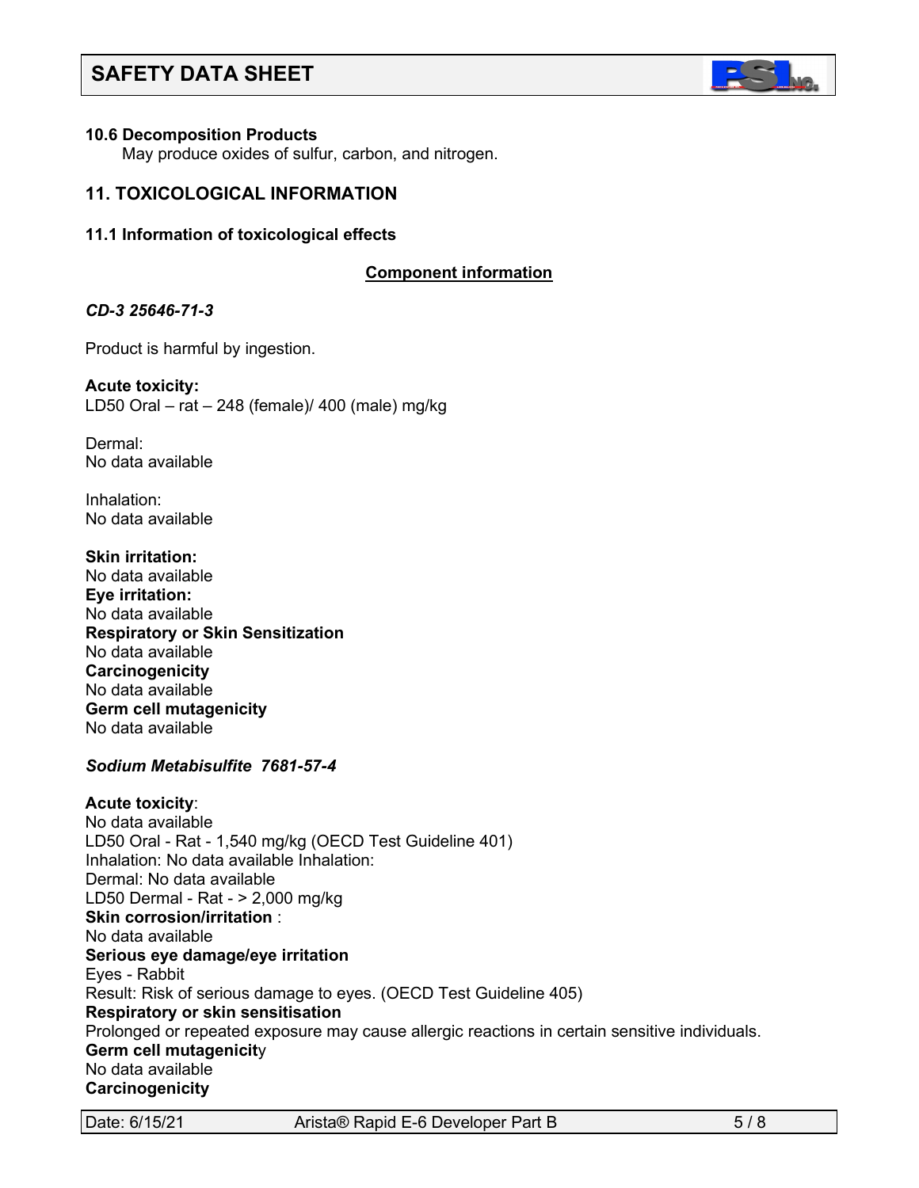### 10.6 Decomposition Products

May produce oxides of sulfur, carbon, and nitrogen.

## 11. TOXICOLOGICAL INFORMATION

### 11.1 Information of toxicological effects

**Component information**

***CD-3 25646-71-3***

Product is harmful by ingestion.

**Acute toxicity:**
LD50 Oral – rat – 248 (female)/ 400 (male) mg/kg

Dermal:
No data available

Inhalation:
No data available

**Skin irritation:**
No data available
**Eye irritation:**
No data available
**Respiratory or Skin Sensitization**
No data available
**Carcinogenicity**
No data available
**Germ cell mutagenicity**
No data available

***Sodium Metabisulfite 7681-57-4***

**Acute toxicity**:
No data available
LD50 Oral - Rat - 1,540 mg/kg (OECD Test Guideline 401)
Inhalation: No data available Inhalation:
Dermal: No data available
LD50 Dermal - Rat - > 2,000 mg/kg
**Skin corrosion/irritation** :
No data available
**Serious eye damage/eye irritation**
Eyes - Rabbit
Result: Risk of serious damage to eyes. (OECD Test Guideline 405)
**Respiratory or skin sensitisation**
Prolonged or repeated exposure may cause allergic reactions in certain sensitive individuals.
**Germ cell mutagenicity**
No data available
**Carcinogenicity**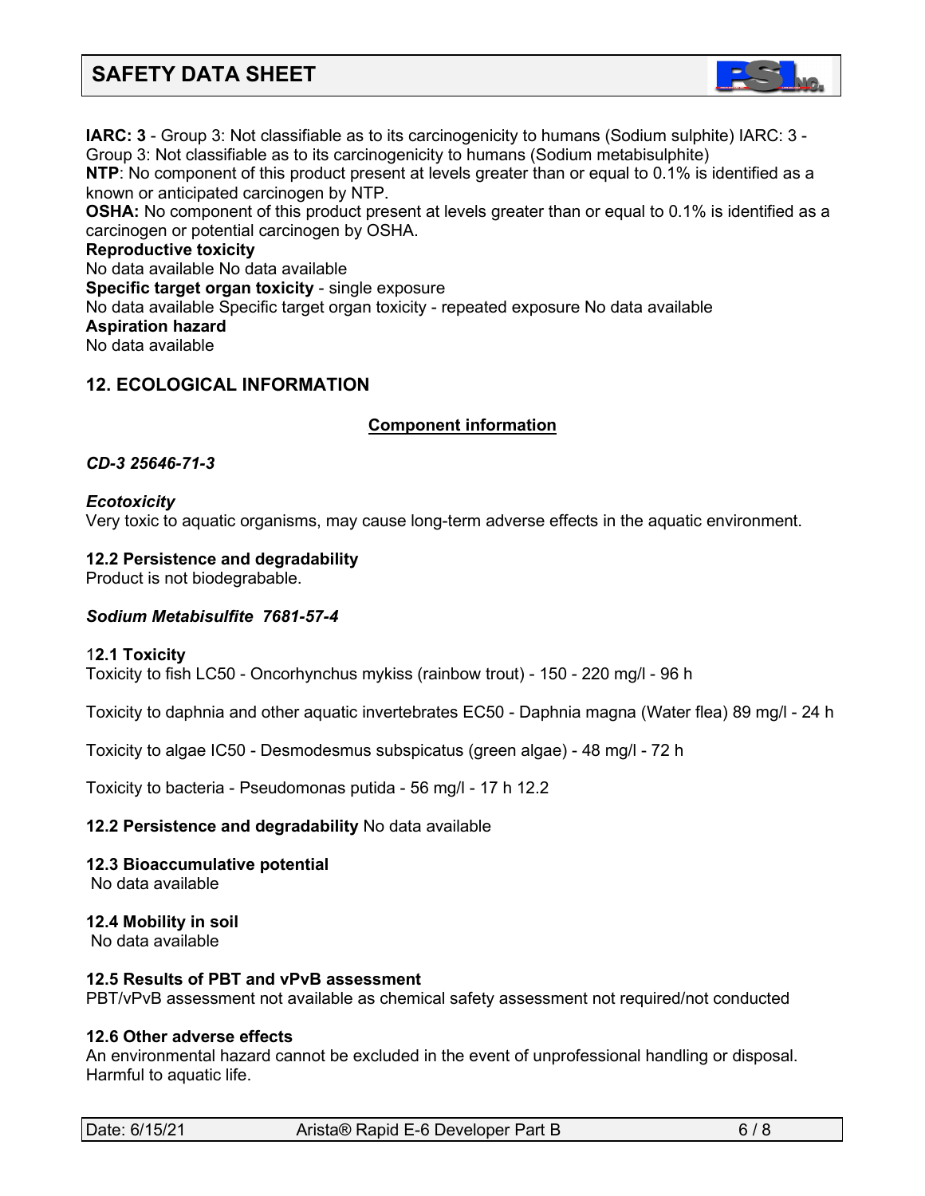**IARC: 3** - Group 3: Not classifiable as to its carcinogenicity to humans (Sodium sulphite) IARC: 3 - Group 3: Not classifiable as to its carcinogenicity to humans (Sodium metabisulphite)

**NTP**: No component of this product present at levels greater than or equal to 0.1% is identified as a known or anticipated carcinogen by NTP.

**OSHA:** No component of this product present at levels greater than or equal to 0.1% is identified as a carcinogen or potential carcinogen by OSHA.

**Reproductive toxicity**

No data available No data available

**Specific target organ toxicity** - single exposure

No data available Specific target organ toxicity - repeated exposure No data available

**Aspiration hazard**

No data available

## 12. ECOLOGICAL INFORMATION

**Component information**

***CD-3 25646-71-3***

***Ecotoxicity***

Very toxic to aquatic organisms, may cause long-term adverse effects in the aquatic environment.

**12.2 Persistence and degradability**

Product is not biodegrabable.

***Sodium Metabisulfite 7681-57-4***

**12.1 Toxicity**

Toxicity to fish LC50 - Oncorhynchus mykiss (rainbow trout) - 150 - 220 mg/l - 96 h

Toxicity to daphnia and other aquatic invertebrates EC50 - Daphnia magna (Water flea) 89 mg/l - 24 h

Toxicity to algae IC50 - Desmodesmus subspicatus (green algae) - 48 mg/l - 72 h

Toxicity to bacteria - Pseudomonas putida - 56 mg/l - 17 h 12.2

**12.2 Persistence and degradability** No data available

**12.3 Bioaccumulative potential**

No data available

**12.4 Mobility in soil**

No data available

**12.5 Results of PBT and vPvB assessment**

PBT/vPvB assessment not available as chemical safety assessment not required/not conducted

**12.6 Other adverse effects**

An environmental hazard cannot be excluded in the event of unprofessional handling or disposal. Harmful to aquatic life.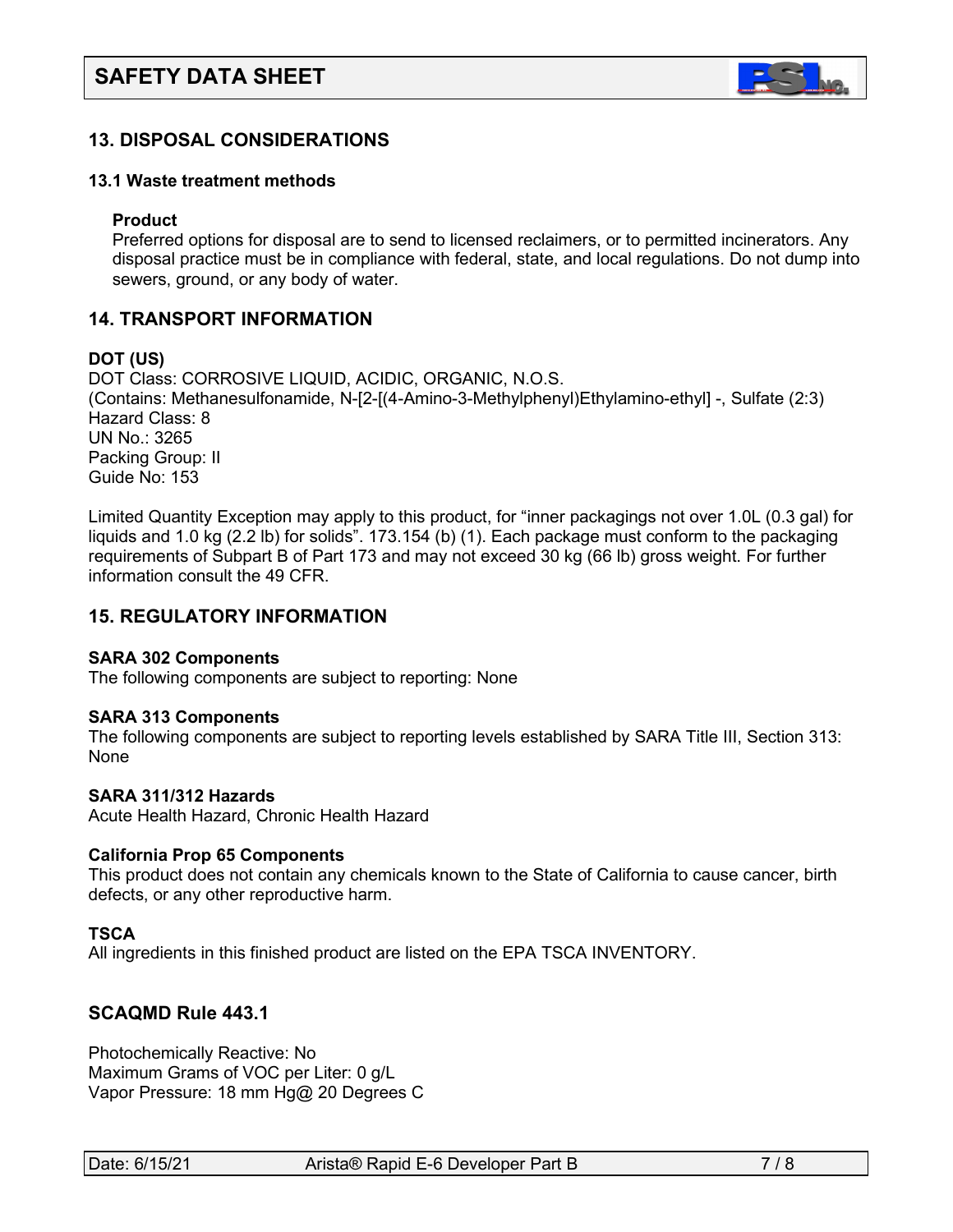## 13. DISPOSAL CONSIDERATIONS

### 13.1 Waste treatment methods

**Product**

Preferred options for disposal are to send to licensed reclaimers, or to permitted incinerators. Any disposal practice must be in compliance with federal, state, and local regulations. Do not dump into sewers, ground, or any body of water.

## 14. TRANSPORT INFORMATION

**DOT (US)**

DOT Class: CORROSIVE LIQUID, ACIDIC, ORGANIC, N.O.S.
(Contains: Methanesulfonamide, N-[2-[(4-Amino-3-Methylphenyl)Ethylamino-ethyl] -, Sulfate (2:3)
Hazard Class: 8
UN No.: 3265
Packing Group: II
Guide No: 153

Limited Quantity Exception may apply to this product, for "inner packagings not over 1.0L (0.3 gal) for liquids and 1.0 kg (2.2 lb) for solids". 173.154 (b) (1). Each package must conform to the packaging requirements of Subpart B of Part 173 and may not exceed 30 kg (66 lb) gross weight. For further information consult the 49 CFR.

## 15. REGULATORY INFORMATION

**SARA 302 Components**

The following components are subject to reporting: None

**SARA 313 Components**

The following components are subject to reporting levels established by SARA Title III, Section 313: None

**SARA 311/312 Hazards**

Acute Health Hazard, Chronic Health Hazard

**California Prop 65 Components**

This product does not contain any chemicals known to the State of California to cause cancer, birth defects, or any other reproductive harm.

**TSCA**

All ingredients in this finished product are listed on the EPA TSCA INVENTORY.

## SCAQMD Rule 443.1

Photochemically Reactive: No
Maximum Grams of VOC per Liter: 0 g/L
Vapor Pressure: 18 mm Hg@ 20 Degrees C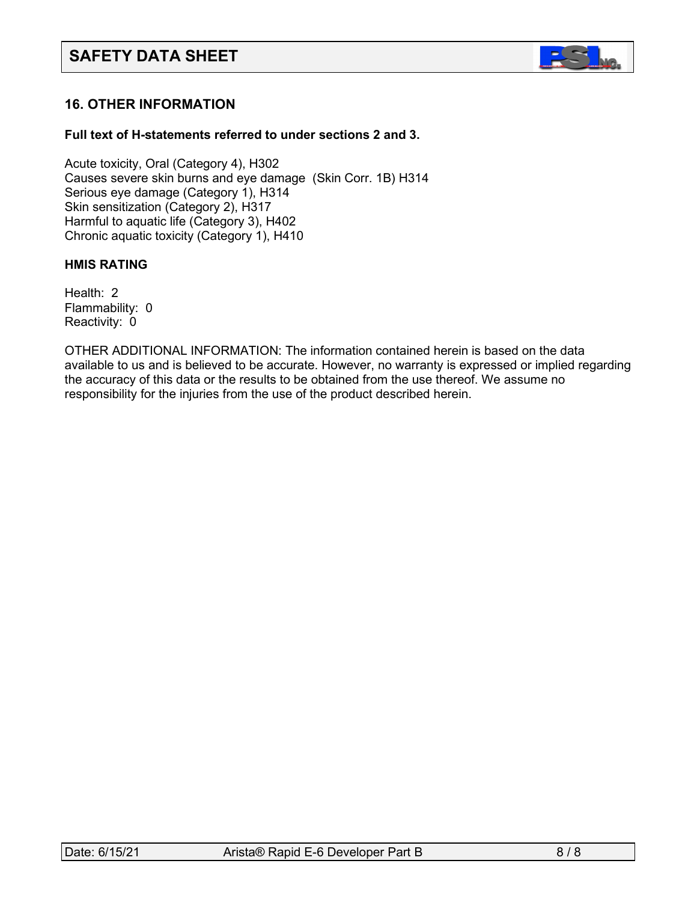## 16. OTHER INFORMATION

**Full text of H-statements referred to under sections 2 and 3.**

Acute toxicity, Oral (Category 4), H302
Causes severe skin burns and eye damage (Skin Corr. 1B) H314
Serious eye damage (Category 1), H314
Skin sensitization (Category 2), H317
Harmful to aquatic life (Category 3), H402
Chronic aquatic toxicity (Category 1), H410

**HMIS RATING**

Health: 2
Flammability: 0
Reactivity: 0

OTHER ADDITIONAL INFORMATION: The information contained herein is based on the data available to us and is believed to be accurate. However, no warranty is expressed or implied regarding the accuracy of this data or the results to be obtained from the use thereof. We assume no responsibility for the injuries from the use of the product described herein.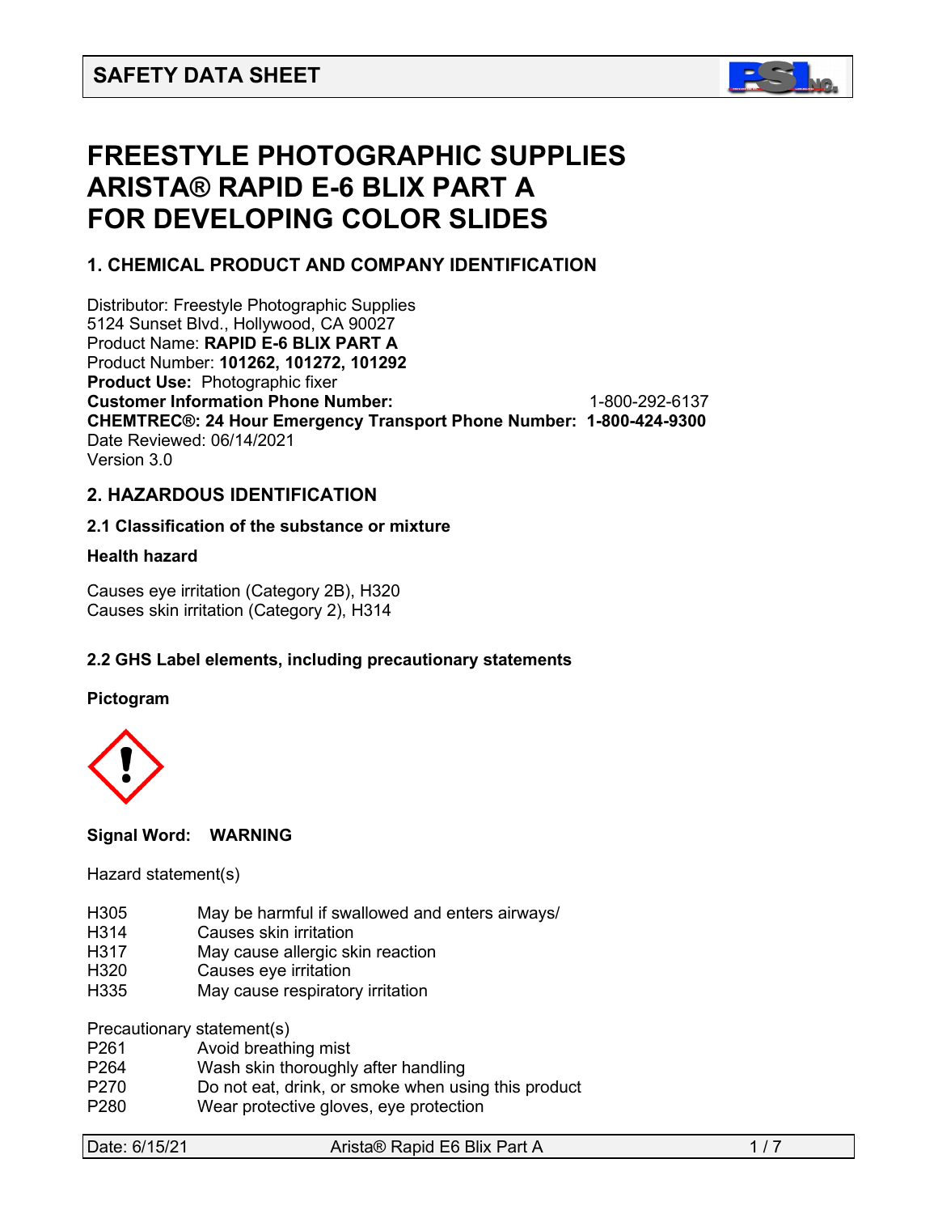# SAFETY DATA SHEET

# FREESTYLE PHOTOGRAPHIC SUPPLIES ARISTA® RAPID E-6 BLIX PART A FOR DEVELOPING COLOR SLIDES

## 1. CHEMICAL PRODUCT AND COMPANY IDENTIFICATION

Distributor: Freestyle Photographic Supplies
5124 Sunset Blvd., Hollywood, CA 90027
Product Name: **RAPID E-6 BLIX PART A**
Product Number: **101262, 101272, 101292**
**Product Use:** Photographic fixer
**Customer Information Phone Number:** 1-800-292-6137
**CHEMTREC®: 24 Hour Emergency Transport Phone Number: 1-800-424-9300**
Date Reviewed: 06/14/2021
Version 3.0

## 2. HAZARDOUS IDENTIFICATION

### 2.1 Classification of the substance or mixture

**Health hazard**

Causes eye irritation (Category 2B), H320
Causes skin irritation (Category 2), H314

### 2.2 GHS Label elements, including precautionary statements

**Pictogram**

**Signal Word: WARNING**

Hazard statement(s)

| | |
|---|---|
| H305 | May be harmful if swallowed and enters airways/ |
| H314 | Causes skin irritation |
| H317 | May cause allergic skin reaction |
| H320 | Causes eye irritation |
| H335 | May cause respiratory irritation |

Precautionary statement(s)

| | |
|---|---|
| P261 | Avoid breathing mist |
| P264 | Wash skin thoroughly after handling |
| P270 | Do not eat, drink, or smoke when using this product |
| P280 | Wear protective gloves, eye protection |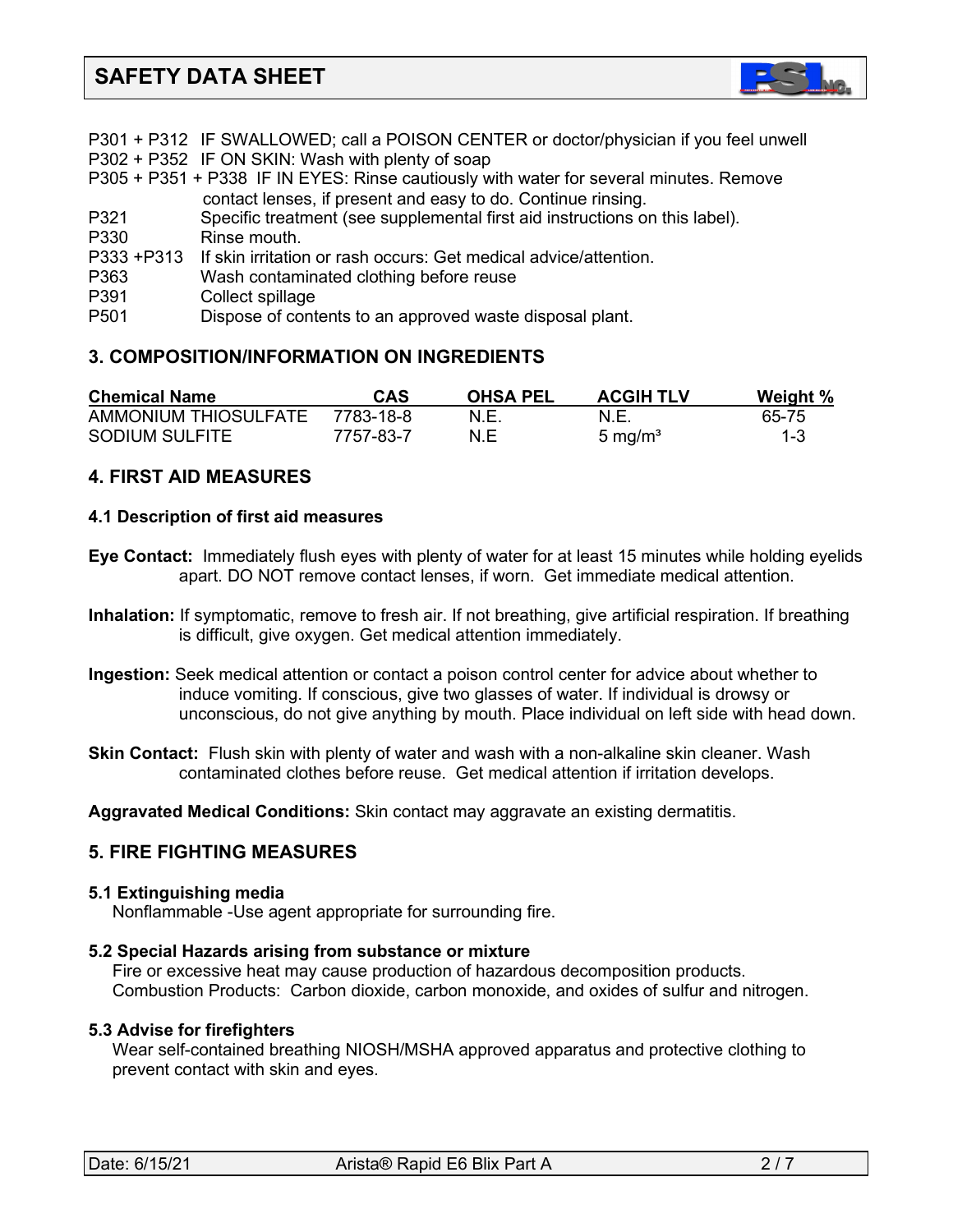P301 + P312 IF SWALLOWED; call a POISON CENTER or doctor/physician if you feel unwell
P302 + P352 IF ON SKIN: Wash with plenty of soap
P305 + P351 + P338 IF IN EYES: Rinse cautiously with water for several minutes. Remove contact lenses, if present and easy to do. Continue rinsing.
P321 Specific treatment (see supplemental first aid instructions on this label).
P330 Rinse mouth.
P333 +P313 If skin irritation or rash occurs: Get medical advice/attention.
P363 Wash contaminated clothing before reuse
P391 Collect spillage
P501 Dispose of contents to an approved waste disposal plant.

## 3. COMPOSITION/INFORMATION ON INGREDIENTS

| Chemical Name | CAS | OHSA PEL | ACGIH TLV | Weight % |
|---|---|---|---|---|
| AMMONIUM THIOSULFATE | 7783-18-8 | N.E. | N.E. | 65-75 |
| SODIUM SULFITE | 7757-83-7 | N.E | 5 mg/m³ | 1-3 |

## 4. FIRST AID MEASURES

### 4.1 Description of first aid measures

**Eye Contact:** Immediately flush eyes with plenty of water for at least 15 minutes while holding eyelids apart. DO NOT remove contact lenses, if worn. Get immediate medical attention.

**Inhalation:** If symptomatic, remove to fresh air. If not breathing, give artificial respiration. If breathing is difficult, give oxygen. Get medical attention immediately.

**Ingestion:** Seek medical attention or contact a poison control center for advice about whether to induce vomiting. If conscious, give two glasses of water. If individual is drowsy or unconscious, do not give anything by mouth. Place individual on left side with head down.

**Skin Contact:** Flush skin with plenty of water and wash with a non-alkaline skin cleaner. Wash contaminated clothes before reuse. Get medical attention if irritation develops.

**Aggravated Medical Conditions:** Skin contact may aggravate an existing dermatitis.

## 5. FIRE FIGHTING MEASURES

### 5.1 Extinguishing media

Nonflammable -Use agent appropriate for surrounding fire.

### 5.2 Special Hazards arising from substance or mixture

Fire or excessive heat may cause production of hazardous decomposition products.
Combustion Products: Carbon dioxide, carbon monoxide, and oxides of sulfur and nitrogen.

### 5.3 Advise for firefighters

Wear self-contained breathing NIOSH/MSHA approved apparatus and protective clothing to prevent contact with skin and eyes.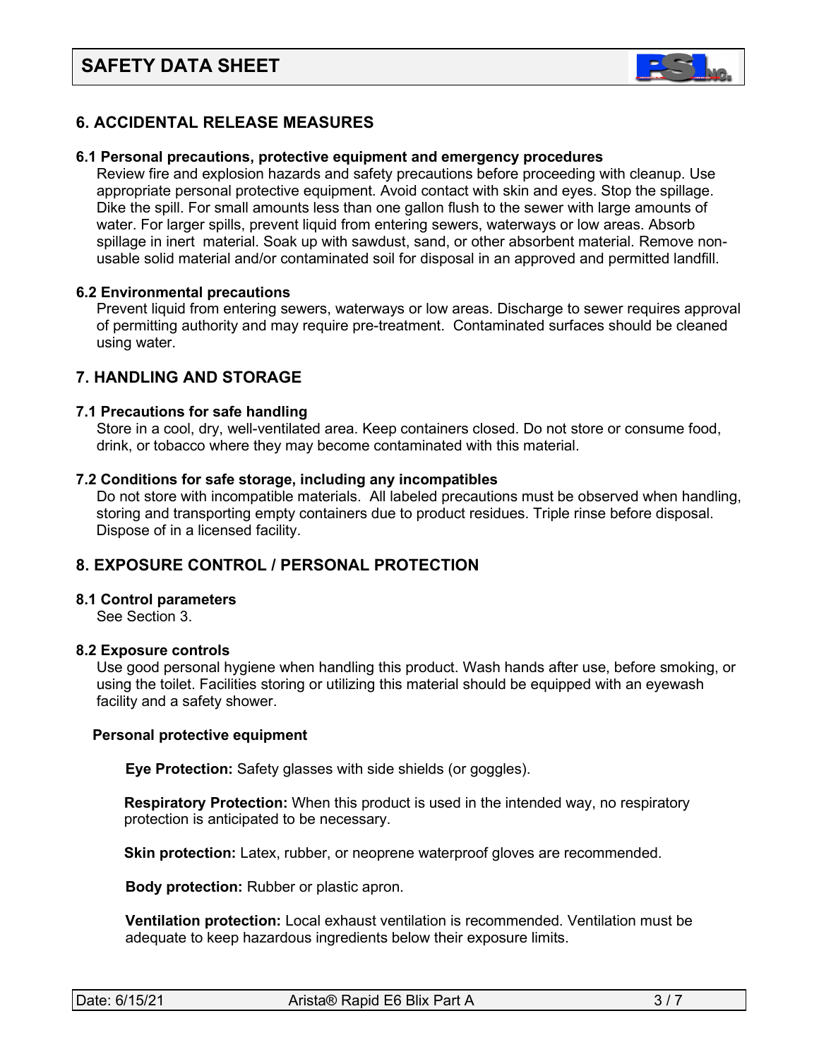## 6. ACCIDENTAL RELEASE MEASURES

### 6.1 Personal precautions, protective equipment and emergency procedures

Review fire and explosion hazards and safety precautions before proceeding with cleanup. Use appropriate personal protective equipment. Avoid contact with skin and eyes. Stop the spillage. Dike the spill. For small amounts less than one gallon flush to the sewer with large amounts of water. For larger spills, prevent liquid from entering sewers, waterways or low areas. Absorb spillage in inert material. Soak up with sawdust, sand, or other absorbent material. Remove non-usable solid material and/or contaminated soil for disposal in an approved and permitted landfill.

### 6.2 Environmental precautions

Prevent liquid from entering sewers, waterways or low areas. Discharge to sewer requires approval of permitting authority and may require pre-treatment. Contaminated surfaces should be cleaned using water.

## 7. HANDLING AND STORAGE

### 7.1 Precautions for safe handling

Store in a cool, dry, well-ventilated area. Keep containers closed. Do not store or consume food, drink, or tobacco where they may become contaminated with this material.

### 7.2 Conditions for safe storage, including any incompatibles

Do not store with incompatible materials. All labeled precautions must be observed when handling, storing and transporting empty containers due to product residues. Triple rinse before disposal. Dispose of in a licensed facility.

## 8. EXPOSURE CONTROL / PERSONAL PROTECTION

### 8.1 Control parameters

See Section 3.

### 8.2 Exposure controls

Use good personal hygiene when handling this product. Wash hands after use, before smoking, or using the toilet. Facilities storing or utilizing this material should be equipped with an eyewash facility and a safety shower.

**Personal protective equipment**

**Eye Protection:** Safety glasses with side shields (or goggles).

**Respiratory Protection:** When this product is used in the intended way, no respiratory protection is anticipated to be necessary.

**Skin protection:** Latex, rubber, or neoprene waterproof gloves are recommended.

**Body protection:** Rubber or plastic apron.

**Ventilation protection:** Local exhaust ventilation is recommended. Ventilation must be adequate to keep hazardous ingredients below their exposure limits.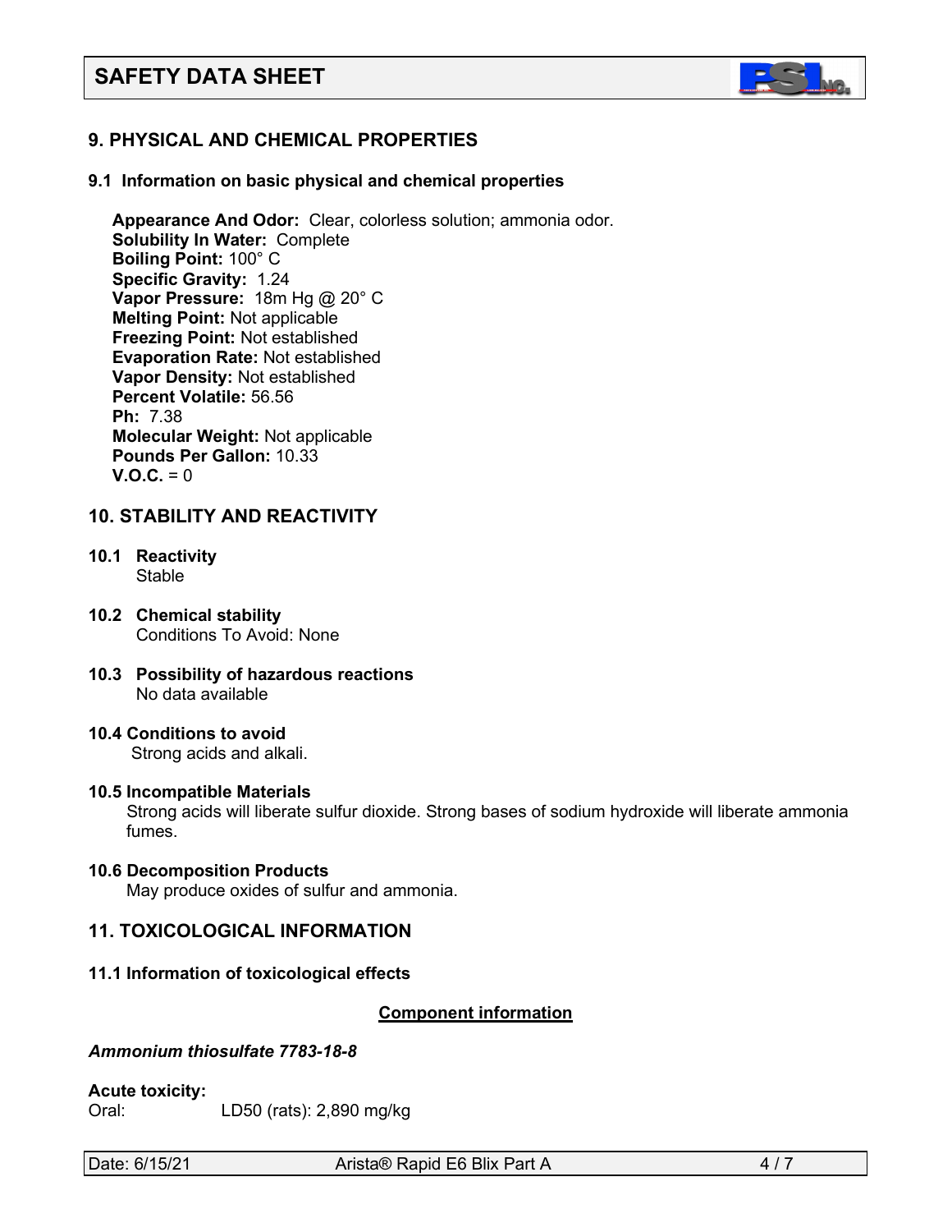## 9. PHYSICAL AND CHEMICAL PROPERTIES

### 9.1 Information on basic physical and chemical properties

**Appearance And Odor:** Clear, colorless solution; ammonia odor.
**Solubility In Water:** Complete
**Boiling Point:** 100° C
**Specific Gravity:** 1.24
**Vapor Pressure:** 18m Hg @ 20° C
**Melting Point:** Not applicable
**Freezing Point:** Not established
**Evaporation Rate:** Not established
**Vapor Density:** Not established
**Percent Volatile:** 56.56
**Ph:** 7.38
**Molecular Weight:** Not applicable
**Pounds Per Gallon:** 10.33
**V.O.C.** = 0

## 10. STABILITY AND REACTIVITY

**10.1 Reactivity**
Stable

**10.2 Chemical stability**
Conditions To Avoid: None

**10.3 Possibility of hazardous reactions**
No data available

**10.4 Conditions to avoid**
Strong acids and alkali.

**10.5 Incompatible Materials**
Strong acids will liberate sulfur dioxide. Strong bases of sodium hydroxide will liberate ammonia fumes.

**10.6 Decomposition Products**
May produce oxides of sulfur and ammonia.

## 11. TOXICOLOGICAL INFORMATION

### 11.1 Information of toxicological effects

**Component information**

***Ammonium thiosulfate 7783-18-8***

**Acute toxicity:**
Oral: LD50 (rats): 2,890 mg/kg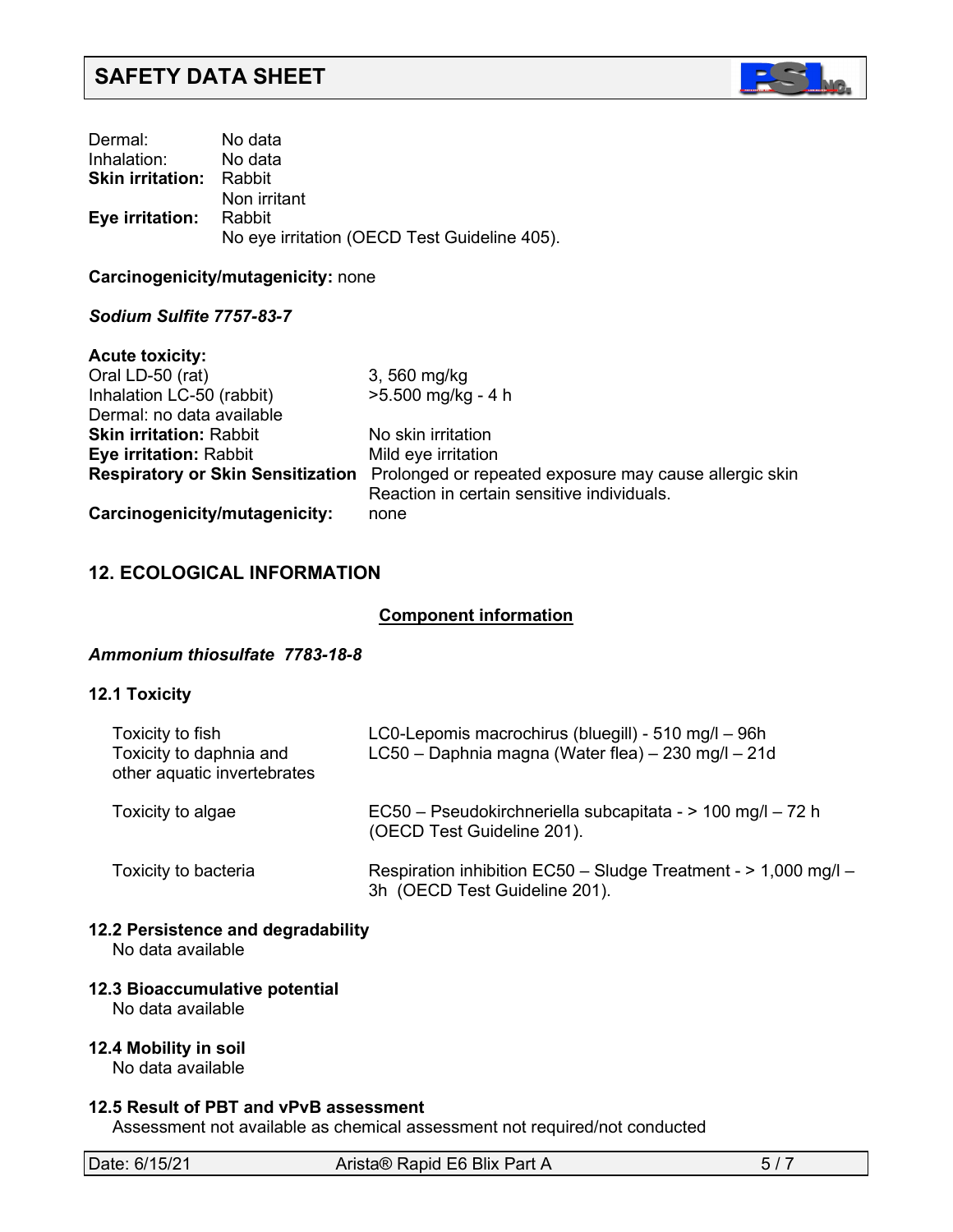Dermal: No data
Inhalation: No data
**Skin irritation:** Rabbit
Non irritant
**Eye irritation:** Rabbit
No eye irritation (OECD Test Guideline 405).

**Carcinogenicity/mutagenicity:** none

***Sodium Sulfite 7757-83-7***

**Acute toxicity:**

| | |
|---|---|
| Oral LD-50 (rat) | 3, 560 mg/kg |
| Inhalation LC-50 (rabbit) | >5.500 mg/kg - 4 h |
| Dermal: no data available | |
| **Skin irritation:** Rabbit | No skin irritation |
| **Eye irritation:** Rabbit | Mild eye irritation |
| **Respiratory or Skin Sensitization** | Prolonged or repeated exposure may cause allergic skin Reaction in certain sensitive individuals. |
| **Carcinogenicity/mutagenicity:** | none |

## 12. ECOLOGICAL INFORMATION

**Component information**

***Ammonium thiosulfate 7783-18-8***

### 12.1 Toxicity

| | |
|---|---|
| Toxicity to fish | LC0-Lepomis macrochirus (bluegill) - 510 mg/l – 96h |
| Toxicity to daphnia and other aquatic invertebrates | LC50 – Daphnia magna (Water flea) – 230 mg/l – 21d |
| Toxicity to algae | EC50 – Pseudokirchneriella subcapitata - > 100 mg/l – 72 h (OECD Test Guideline 201). |
| Toxicity to bacteria | Respiration inhibition EC50 – Sludge Treatment - > 1,000 mg/l – 3h (OECD Test Guideline 201). |

### 12.2 Persistence and degradability
No data available

### 12.3 Bioaccumulative potential
No data available

### 12.4 Mobility in soil
No data available

### 12.5 Result of PBT and vPvB assessment
Assessment not available as chemical assessment not required/not conducted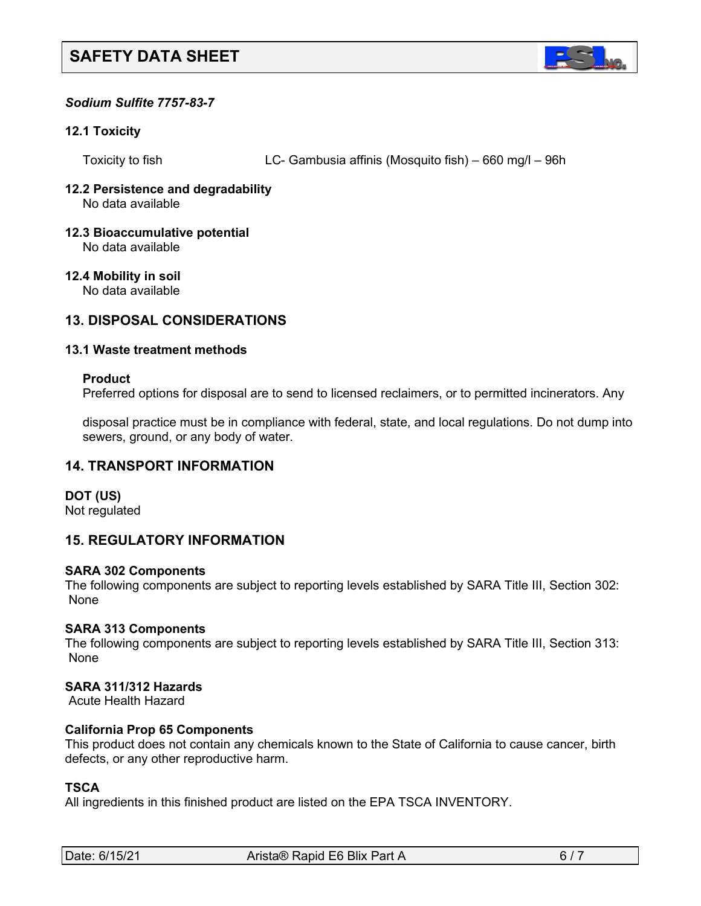*Sodium Sulfite 7757-83-7*

**12.1 Toxicity**

Toxicity to fish LC- Gambusia affinis (Mosquito fish) – 660 mg/l – 96h

**12.2 Persistence and degradability**
No data available

**12.3 Bioaccumulative potential**
No data available

**12.4 Mobility in soil**
No data available

## 13. DISPOSAL CONSIDERATIONS

**13.1 Waste treatment methods**

**Product**
Preferred options for disposal are to send to licensed reclaimers, or to permitted incinerators. Any

disposal practice must be in compliance with federal, state, and local regulations. Do not dump into sewers, ground, or any body of water.

## 14. TRANSPORT INFORMATION

**DOT (US)**
Not regulated

## 15. REGULATORY INFORMATION

**SARA 302 Components**
The following components are subject to reporting levels established by SARA Title III, Section 302:
None

**SARA 313 Components**
The following components are subject to reporting levels established by SARA Title III, Section 313:
None

**SARA 311/312 Hazards**
Acute Health Hazard

**California Prop 65 Components**
This product does not contain any chemicals known to the State of California to cause cancer, birth defects, or any other reproductive harm.

**TSCA**
All ingredients in this finished product are listed on the EPA TSCA INVENTORY.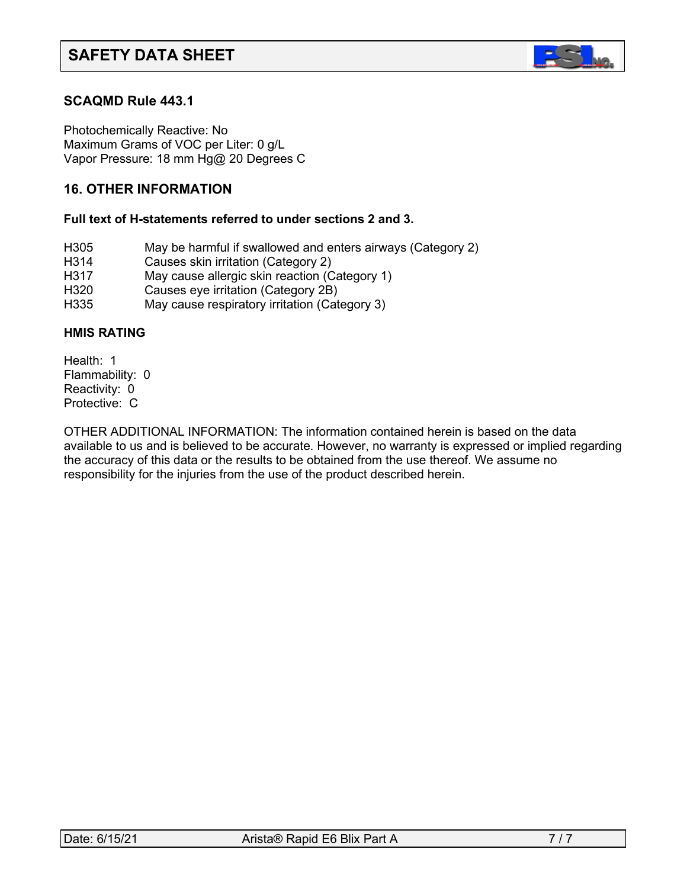### SCAQMD Rule 443.1

Photochemically Reactive: No
Maximum Grams of VOC per Liter: 0 g/L
Vapor Pressure: 18 mm Hg@ 20 Degrees C

## 16. OTHER INFORMATION

**Full text of H-statements referred to under sections 2 and 3.**

H305 May be harmful if swallowed and enters airways (Category 2)
H314 Causes skin irritation (Category 2)
H317 May cause allergic skin reaction (Category 1)
H320 Causes eye irritation (Category 2B)
H335 May cause respiratory irritation (Category 3)

**HMIS RATING**

Health: 1
Flammability: 0
Reactivity: 0
Protective: C

OTHER ADDITIONAL INFORMATION: The information contained herein is based on the data available to us and is believed to be accurate. However, no warranty is expressed or implied regarding the accuracy of this data or the results to be obtained from the use thereof. We assume no responsibility for the injuries from the use of the product described herein.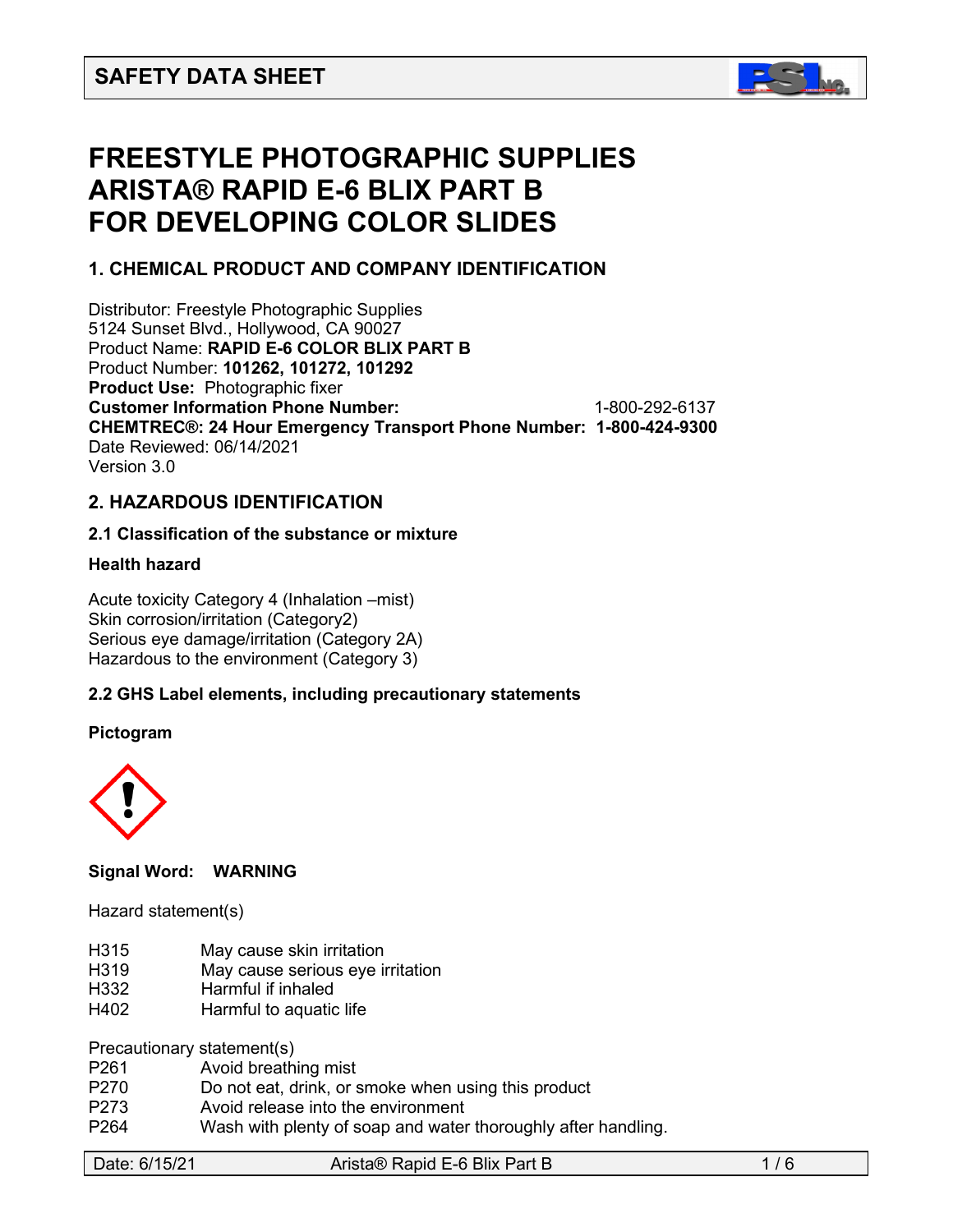# SAFETY DATA SHEET

# FREESTYLE PHOTOGRAPHIC SUPPLIES ARISTA® RAPID E-6 BLIX PART B FOR DEVELOPING COLOR SLIDES

## 1. CHEMICAL PRODUCT AND COMPANY IDENTIFICATION

Distributor: Freestyle Photographic Supplies
5124 Sunset Blvd., Hollywood, CA 90027
Product Name: **RAPID E-6 COLOR BLIX PART B**
Product Number: **101262, 101272, 101292**
**Product Use:** Photographic fixer
**Customer Information Phone Number:** 1-800-292-6137
**CHEMTREC®: 24 Hour Emergency Transport Phone Number: 1-800-424-9300**
Date Reviewed: 06/14/2021
Version 3.0

## 2. HAZARDOUS IDENTIFICATION

### 2.1 Classification of the substance or mixture

**Health hazard**

Acute toxicity Category 4 (Inhalation –mist)
Skin corrosion/irritation (Category2)
Serious eye damage/irritation (Category 2A)
Hazardous to the environment (Category 3)

### 2.2 GHS Label elements, including precautionary statements

**Pictogram**

**Signal Word: WARNING**

Hazard statement(s)

| | |
|---|---|
| H315 | May cause skin irritation |
| H319 | May cause serious eye irritation |
| H332 | Harmful if inhaled |
| H402 | Harmful to aquatic life |

Precautionary statement(s)

| | |
|---|---|
| P261 | Avoid breathing mist |
| P270 | Do not eat, drink, or smoke when using this product |
| P273 | Avoid release into the environment |
| P264 | Wash with plenty of soap and water thoroughly after handling. |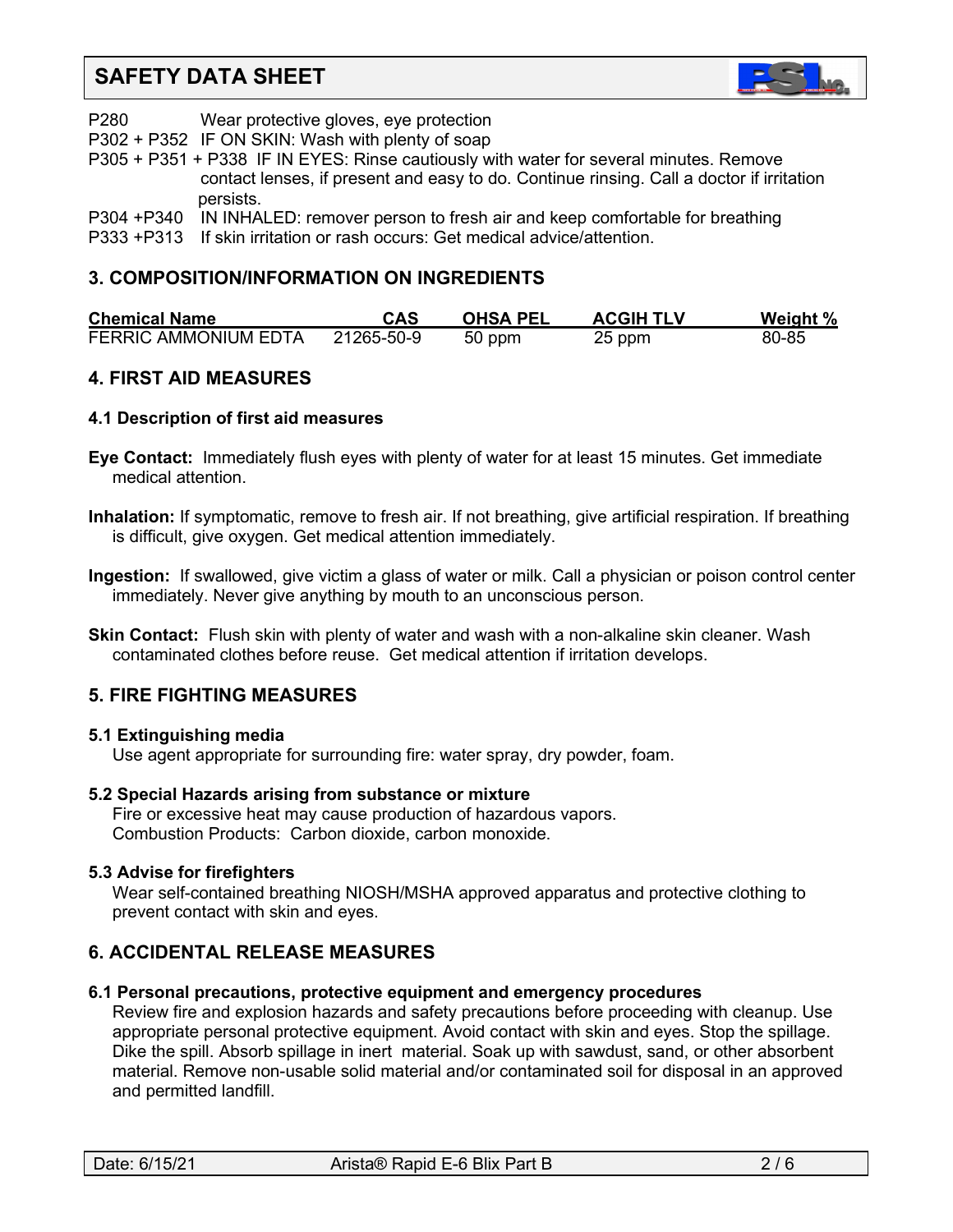P280 Wear protective gloves, eye protection

P302 + P352 IF ON SKIN: Wash with plenty of soap

P305 + P351 + P338 IF IN EYES: Rinse cautiously with water for several minutes. Remove contact lenses, if present and easy to do. Continue rinsing. Call a doctor if irritation persists.

P304 +P340 IN INHALED: remover person to fresh air and keep comfortable for breathing

P333 +P313 If skin irritation or rash occurs: Get medical advice/attention.

## 3. COMPOSITION/INFORMATION ON INGREDIENTS

| Chemical Name | CAS | OHSA PEL | ACGIH TLV | Weight % |
|---|---|---|---|---|
| FERRIC AMMONIUM EDTA | 21265-50-9 | 50 ppm | 25 ppm | 80-85 |

## 4. FIRST AID MEASURES

### 4.1 Description of first aid measures

**Eye Contact:** Immediately flush eyes with plenty of water for at least 15 minutes. Get immediate medical attention.

**Inhalation:** If symptomatic, remove to fresh air. If not breathing, give artificial respiration. If breathing is difficult, give oxygen. Get medical attention immediately.

**Ingestion:** If swallowed, give victim a glass of water or milk. Call a physician or poison control center immediately. Never give anything by mouth to an unconscious person.

**Skin Contact:** Flush skin with plenty of water and wash with a non-alkaline skin cleaner. Wash contaminated clothes before reuse. Get medical attention if irritation develops.

## 5. FIRE FIGHTING MEASURES

### 5.1 Extinguishing media

Use agent appropriate for surrounding fire: water spray, dry powder, foam.

### 5.2 Special Hazards arising from substance or mixture

Fire or excessive heat may cause production of hazardous vapors.
Combustion Products: Carbon dioxide, carbon monoxide.

### 5.3 Advise for firefighters

Wear self-contained breathing NIOSH/MSHA approved apparatus and protective clothing to prevent contact with skin and eyes.

## 6. ACCIDENTAL RELEASE MEASURES

### 6.1 Personal precautions, protective equipment and emergency procedures

Review fire and explosion hazards and safety precautions before proceeding with cleanup. Use appropriate personal protective equipment. Avoid contact with skin and eyes. Stop the spillage. Dike the spill. Absorb spillage in inert material. Soak up with sawdust, sand, or other absorbent material. Remove non-usable solid material and/or contaminated soil for disposal in an approved and permitted landfill.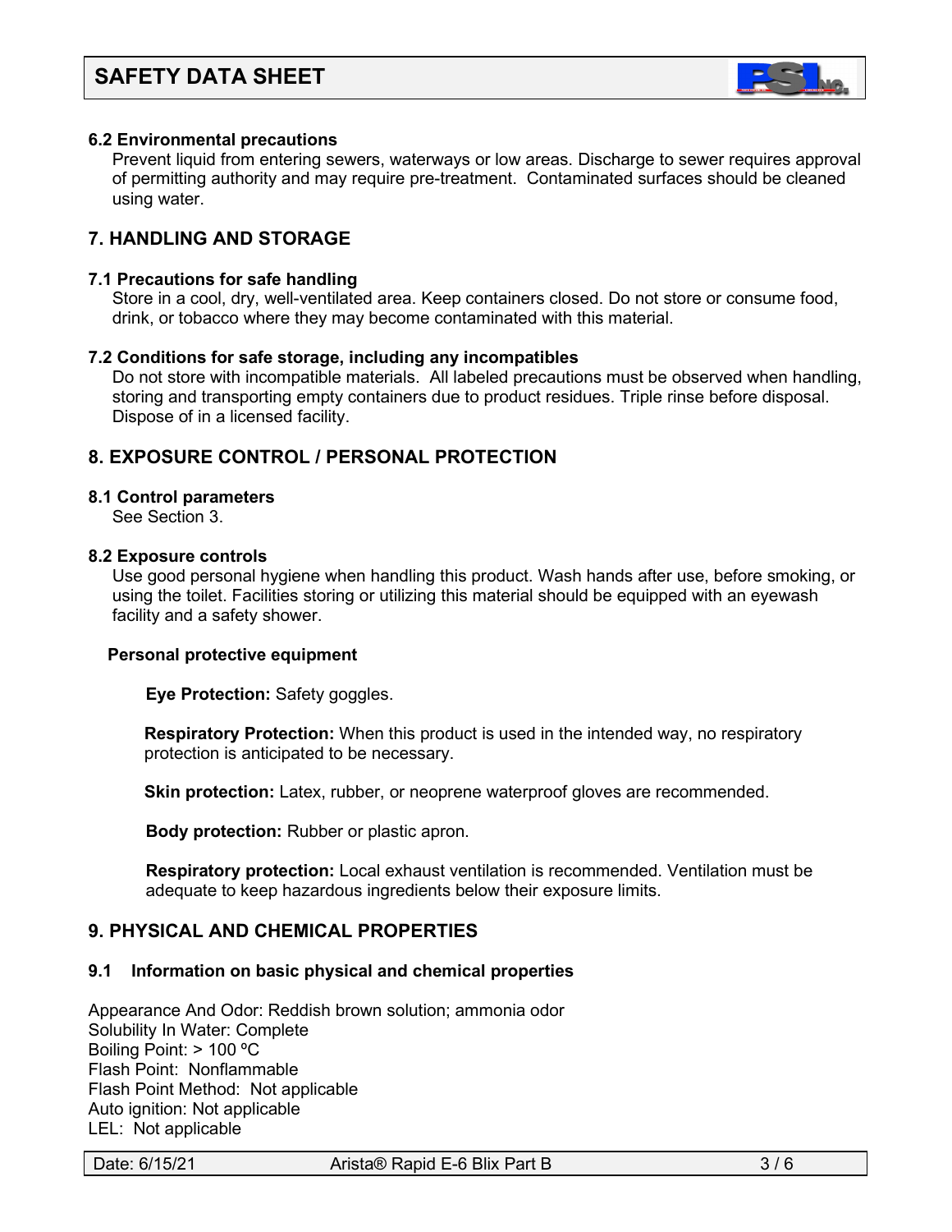### 6.2 Environmental precautions

Prevent liquid from entering sewers, waterways or low areas. Discharge to sewer requires approval of permitting authority and may require pre-treatment. Contaminated surfaces should be cleaned using water.

## 7. HANDLING AND STORAGE

### 7.1 Precautions for safe handling

Store in a cool, dry, well-ventilated area. Keep containers closed. Do not store or consume food, drink, or tobacco where they may become contaminated with this material.

### 7.2 Conditions for safe storage, including any incompatibles

Do not store with incompatible materials. All labeled precautions must be observed when handling, storing and transporting empty containers due to product residues. Triple rinse before disposal. Dispose of in a licensed facility.

## 8. EXPOSURE CONTROL / PERSONAL PROTECTION

### 8.1 Control parameters

See Section 3.

### 8.2 Exposure controls

Use good personal hygiene when handling this product. Wash hands after use, before smoking, or using the toilet. Facilities storing or utilizing this material should be equipped with an eyewash facility and a safety shower.

**Personal protective equipment**

**Eye Protection:** Safety goggles.

**Respiratory Protection:** When this product is used in the intended way, no respiratory protection is anticipated to be necessary.

**Skin protection:** Latex, rubber, or neoprene waterproof gloves are recommended.

**Body protection:** Rubber or plastic apron.

**Respiratory protection:** Local exhaust ventilation is recommended. Ventilation must be adequate to keep hazardous ingredients below their exposure limits.

## 9. PHYSICAL AND CHEMICAL PROPERTIES

### 9.1 Information on basic physical and chemical properties

Appearance And Odor: Reddish brown solution; ammonia odor
Solubility In Water: Complete
Boiling Point: > 100 ºC
Flash Point: Nonflammable
Flash Point Method: Not applicable
Auto ignition: Not applicable
LEL: Not applicable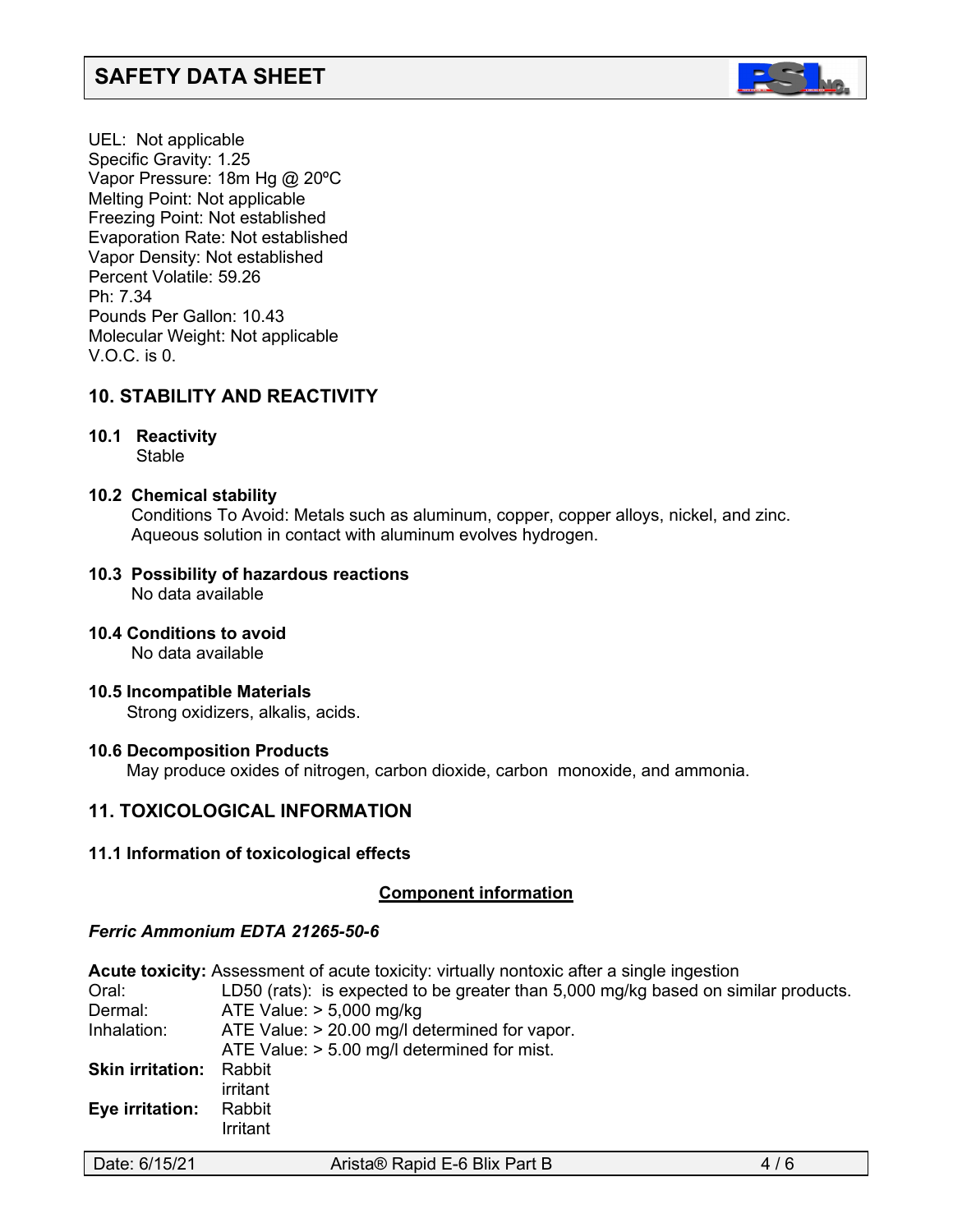UEL: Not applicable
Specific Gravity: 1.25
Vapor Pressure: 18m Hg @ 20ºC
Melting Point: Not applicable
Freezing Point: Not established
Evaporation Rate: Not established
Vapor Density: Not established
Percent Volatile: 59.26
Ph: 7.34
Pounds Per Gallon: 10.43
Molecular Weight: Not applicable
V.O.C. is 0.

## 10. STABILITY AND REACTIVITY

**10.1 Reactivity**
Stable

**10.2 Chemical stability**
Conditions To Avoid: Metals such as aluminum, copper, copper alloys, nickel, and zinc. Aqueous solution in contact with aluminum evolves hydrogen.

**10.3 Possibility of hazardous reactions**
No data available

**10.4 Conditions to avoid**
No data available

**10.5 Incompatible Materials**
Strong oxidizers, alkalis, acids.

**10.6 Decomposition Products**
May produce oxides of nitrogen, carbon dioxide, carbon monoxide, and ammonia.

## 11. TOXICOLOGICAL INFORMATION

**11.1 Information of toxicological effects**

**Component information**

***Ferric Ammonium EDTA 21265-50-6***

**Acute toxicity:** Assessment of acute toxicity: virtually nontoxic after a single ingestion

| | |
|---|---|
| Oral: | LD50 (rats): is expected to be greater than 5,000 mg/kg based on similar products. |
| Dermal: | ATE Value: > 5,000 mg/kg |
| Inhalation: | ATE Value: > 20.00 mg/l determined for vapor. ATE Value: > 5.00 mg/l determined for mist. |
| **Skin irritation:** | Rabbit irritant |
| **Eye irritation:** | Rabbit Irritant |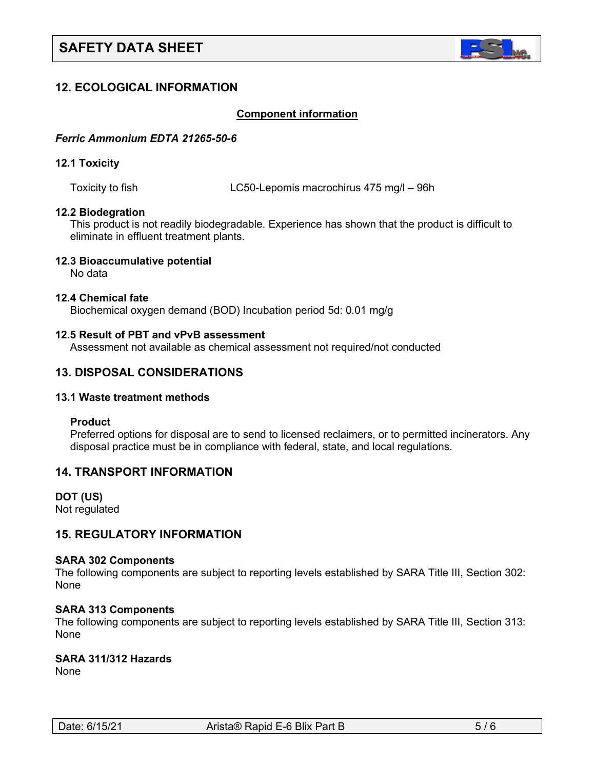## 12. ECOLOGICAL INFORMATION

**Component information**

***Ferric Ammonium EDTA 21265-50-6***

### 12.1 Toxicity

Toxicity to fish LC50-Lepomis macrochirus 475 mg/l – 96h

### 12.2 Biodegration

This product is not readily biodegradable. Experience has shown that the product is difficult to eliminate in effluent treatment plants.

### 12.3 Bioaccumulative potential

No data

### 12.4 Chemical fate

Biochemical oxygen demand (BOD) Incubation period 5d: 0.01 mg/g

### 12.5 Result of PBT and vPvB assessment

Assessment not available as chemical assessment not required/not conducted

## 13. DISPOSAL CONSIDERATIONS

### 13.1 Waste treatment methods

**Product**

Preferred options for disposal are to send to licensed reclaimers, or to permitted incinerators. Any disposal practice must be in compliance with federal, state, and local regulations.

## 14. TRANSPORT INFORMATION

**DOT (US)**

Not regulated

## 15. REGULATORY INFORMATION

**SARA 302 Components**

The following components are subject to reporting levels established by SARA Title III, Section 302: None

**SARA 313 Components**

The following components are subject to reporting levels established by SARA Title III, Section 313: None

**SARA 311/312 Hazards**

None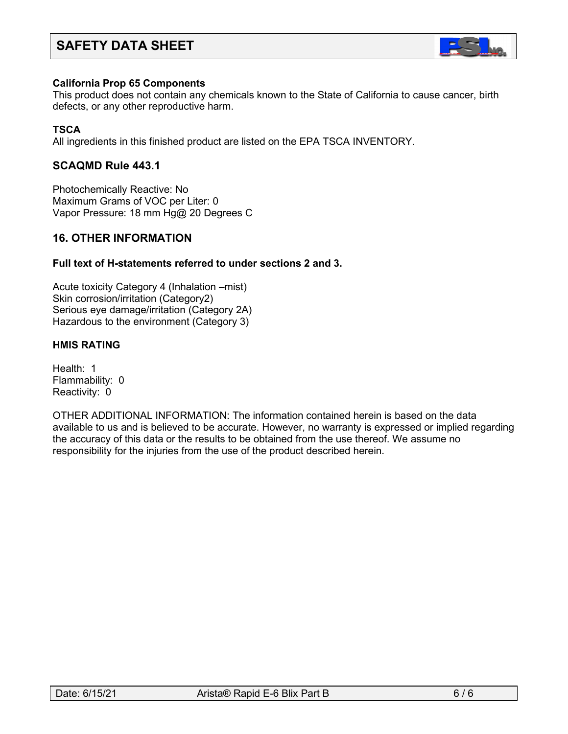**California Prop 65 Components**

This product does not contain any chemicals known to the State of California to cause cancer, birth defects, or any other reproductive harm.

**TSCA**

All ingredients in this finished product are listed on the EPA TSCA INVENTORY.

### SCAQMD Rule 443.1

Photochemically Reactive: No
Maximum Grams of VOC per Liter: 0
Vapor Pressure: 18 mm Hg@ 20 Degrees C

## 16. OTHER INFORMATION

**Full text of H-statements referred to under sections 2 and 3.**

Acute toxicity Category 4 (Inhalation –mist)
Skin corrosion/irritation (Category2)
Serious eye damage/irritation (Category 2A)
Hazardous to the environment (Category 3)

**HMIS RATING**

Health: 1
Flammability: 0
Reactivity: 0

OTHER ADDITIONAL INFORMATION: The information contained herein is based on the data available to us and is believed to be accurate. However, no warranty is expressed or implied regarding the accuracy of this data or the results to be obtained from the use thereof. We assume no responsibility for the injuries from the use of the product described herein.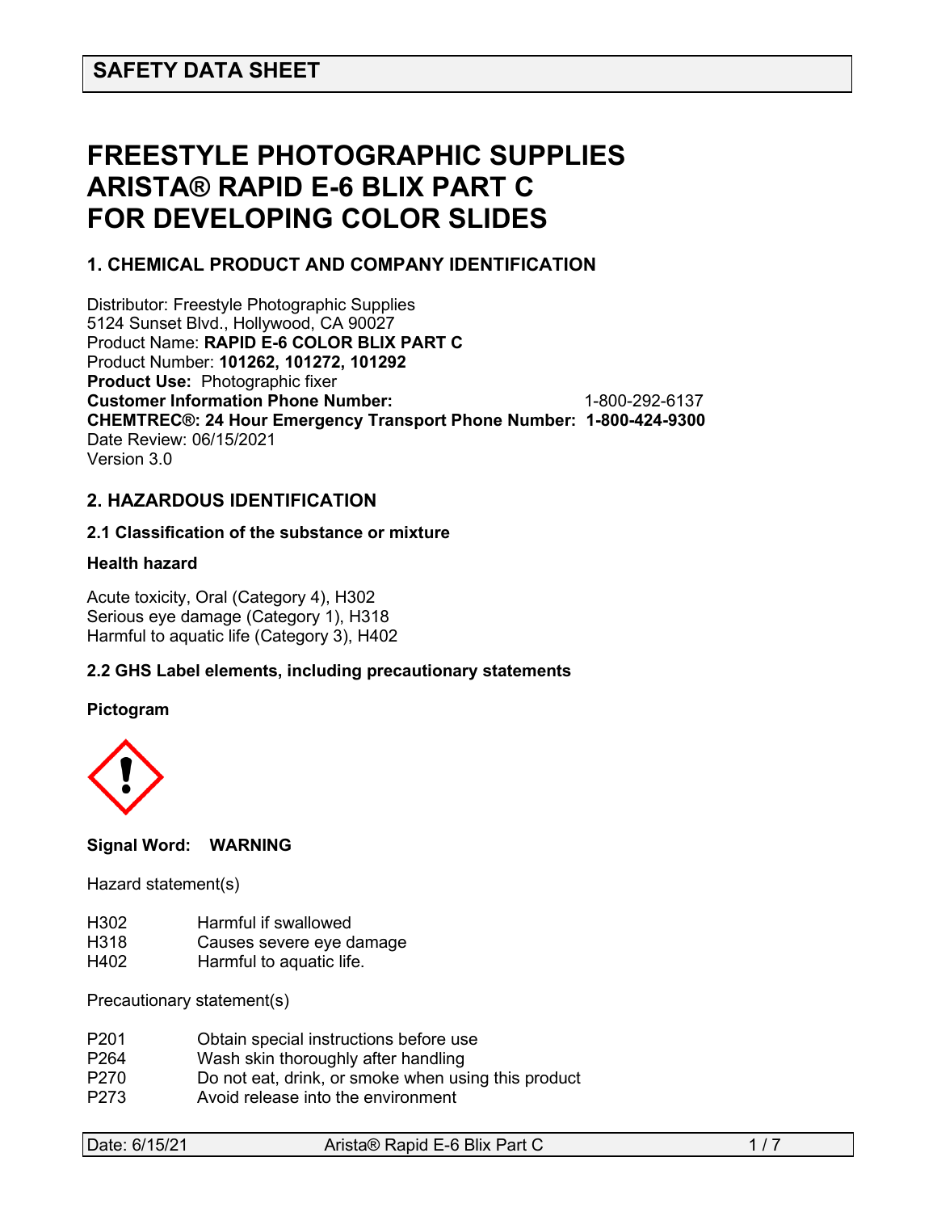**SAFETY DATA SHEET**

# FREESTYLE PHOTOGRAPHIC SUPPLIES ARISTA® RAPID E-6 BLIX PART C FOR DEVELOPING COLOR SLIDES

## 1. CHEMICAL PRODUCT AND COMPANY IDENTIFICATION

Distributor: Freestyle Photographic Supplies
5124 Sunset Blvd., Hollywood, CA 90027
Product Name: **RAPID E-6 COLOR BLIX PART C**
Product Number: **101262, 101272, 101292**
**Product Use:** Photographic fixer
**Customer Information Phone Number:** 1-800-292-6137
**CHEMTREC®: 24 Hour Emergency Transport Phone Number: 1-800-424-9300**
Date Review: 06/15/2021
Version 3.0

## 2. HAZARDOUS IDENTIFICATION

### 2.1 Classification of the substance or mixture

**Health hazard**

Acute toxicity, Oral (Category 4), H302
Serious eye damage (Category 1), H318
Harmful to aquatic life (Category 3), H402

### 2.2 GHS Label elements, including precautionary statements

**Pictogram**

**Signal Word: WARNING**

Hazard statement(s)

| | |
|---|---|
| H302 | Harmful if swallowed |
| H318 | Causes severe eye damage |
| H402 | Harmful to aquatic life. |

Precautionary statement(s)

| | |
|---|---|
| P201 | Obtain special instructions before use |
| P264 | Wash skin thoroughly after handling |
| P270 | Do not eat, drink, or smoke when using this product |
| P273 | Avoid release into the environment |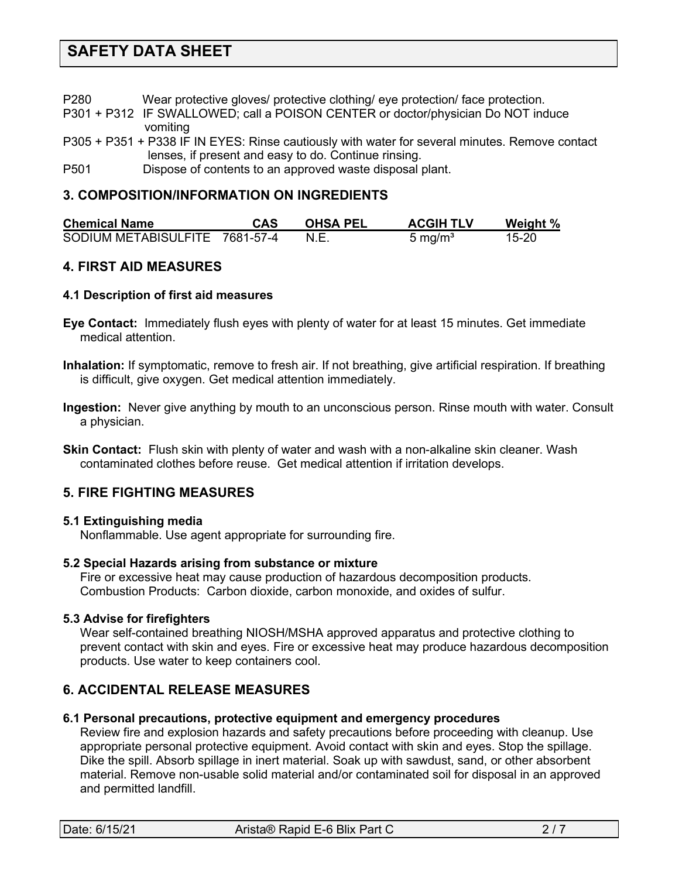P280 Wear protective gloves/ protective clothing/ eye protection/ face protection.

P301 + P312 IF SWALLOWED; call a POISON CENTER or doctor/physician Do NOT induce vomiting

P305 + P351 + P338 IF IN EYES: Rinse cautiously with water for several minutes. Remove contact lenses, if present and easy to do. Continue rinsing.

P501 Dispose of contents to an approved waste disposal plant.

## 3. COMPOSITION/INFORMATION ON INGREDIENTS

| Chemical Name | CAS | OHSA PEL | ACGIH TLV | Weight % |
|---|---|---|---|---|
| SODIUM METABISULFITE | 7681-57-4 | N.E. | 5 mg/m³ | 15-20 |

## 4. FIRST AID MEASURES

### 4.1 Description of first aid measures

**Eye Contact:** Immediately flush eyes with plenty of water for at least 15 minutes. Get immediate medical attention.

**Inhalation:** If symptomatic, remove to fresh air. If not breathing, give artificial respiration. If breathing is difficult, give oxygen. Get medical attention immediately.

**Ingestion:** Never give anything by mouth to an unconscious person. Rinse mouth with water. Consult a physician.

**Skin Contact:** Flush skin with plenty of water and wash with a non-alkaline skin cleaner. Wash contaminated clothes before reuse. Get medical attention if irritation develops.

## 5. FIRE FIGHTING MEASURES

### 5.1 Extinguishing media

Nonflammable. Use agent appropriate for surrounding fire.

### 5.2 Special Hazards arising from substance or mixture

Fire or excessive heat may cause production of hazardous decomposition products.
Combustion Products: Carbon dioxide, carbon monoxide, and oxides of sulfur.

### 5.3 Advise for firefighters

Wear self-contained breathing NIOSH/MSHA approved apparatus and protective clothing to prevent contact with skin and eyes. Fire or excessive heat may produce hazardous decomposition products. Use water to keep containers cool.

## 6. ACCIDENTAL RELEASE MEASURES

### 6.1 Personal precautions, protective equipment and emergency procedures

Review fire and explosion hazards and safety precautions before proceeding with cleanup. Use appropriate personal protective equipment. Avoid contact with skin and eyes. Stop the spillage. Dike the spill. Absorb spillage in inert material. Soak up with sawdust, sand, or other absorbent material. Remove non-usable solid material and/or contaminated soil for disposal in an approved and permitted landfill.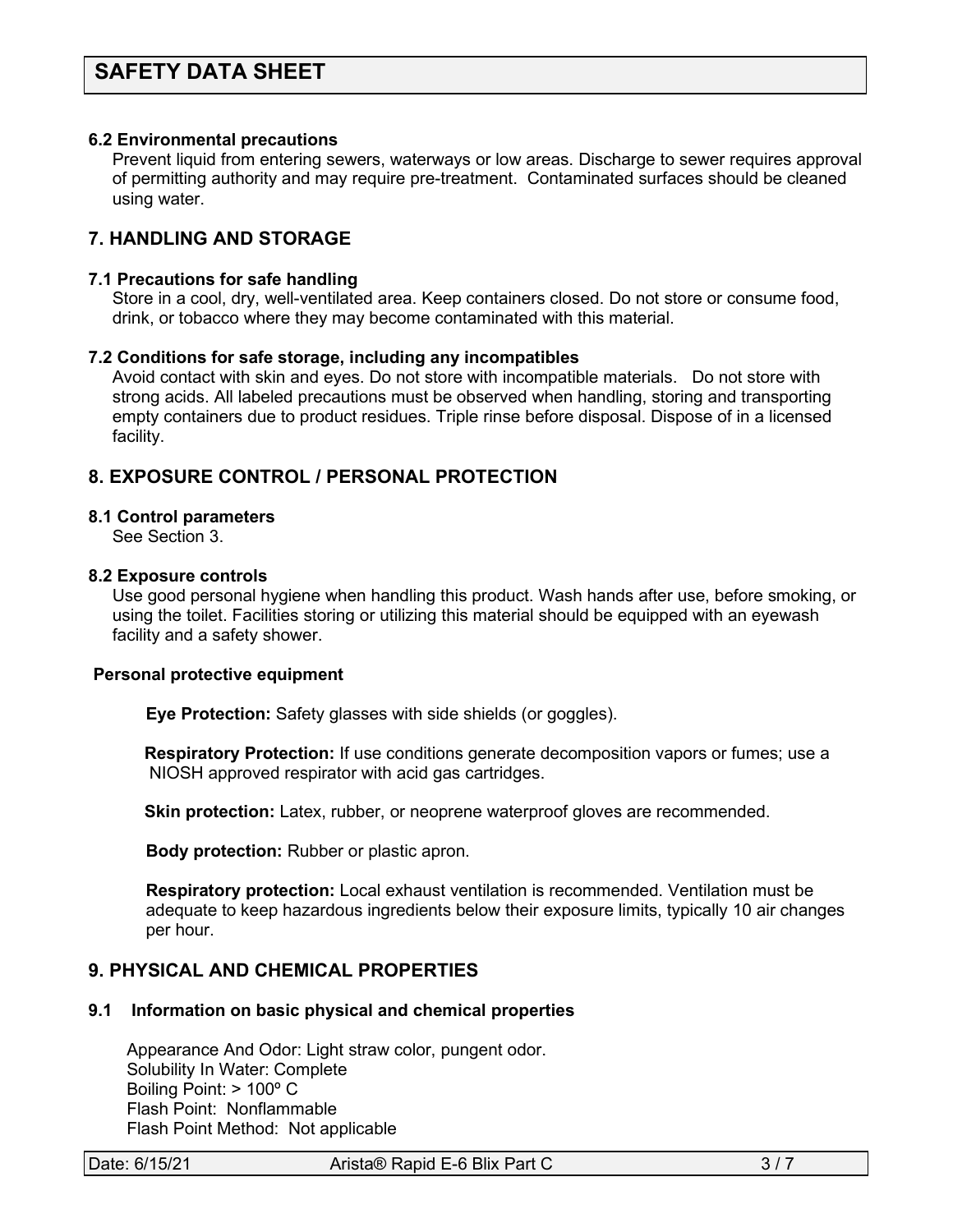#### 6.2 Environmental precautions

Prevent liquid from entering sewers, waterways or low areas. Discharge to sewer requires approval of permitting authority and may require pre-treatment. Contaminated surfaces should be cleaned using water.

## 7. HANDLING AND STORAGE

#### 7.1 Precautions for safe handling

Store in a cool, dry, well-ventilated area. Keep containers closed. Do not store or consume food, drink, or tobacco where they may become contaminated with this material.

#### 7.2 Conditions for safe storage, including any incompatibles

Avoid contact with skin and eyes. Do not store with incompatible materials. Do not store with strong acids. All labeled precautions must be observed when handling, storing and transporting empty containers due to product residues. Triple rinse before disposal. Dispose of in a licensed facility.

## 8. EXPOSURE CONTROL / PERSONAL PROTECTION

#### 8.1 Control parameters

See Section 3.

#### 8.2 Exposure controls

Use good personal hygiene when handling this product. Wash hands after use, before smoking, or using the toilet. Facilities storing or utilizing this material should be equipped with an eyewash facility and a safety shower.

**Personal protective equipment**

**Eye Protection:** Safety glasses with side shields (or goggles).

**Respiratory Protection:** If use conditions generate decomposition vapors or fumes; use a NIOSH approved respirator with acid gas cartridges.

**Skin protection:** Latex, rubber, or neoprene waterproof gloves are recommended.

**Body protection:** Rubber or plastic apron.

**Respiratory protection:** Local exhaust ventilation is recommended. Ventilation must be adequate to keep hazardous ingredients below their exposure limits, typically 10 air changes per hour.

## 9. PHYSICAL AND CHEMICAL PROPERTIES

#### 9.1 Information on basic physical and chemical properties

Appearance And Odor: Light straw color, pungent odor.
Solubility In Water: Complete
Boiling Point: > 100º C
Flash Point: Nonflammable
Flash Point Method: Not applicable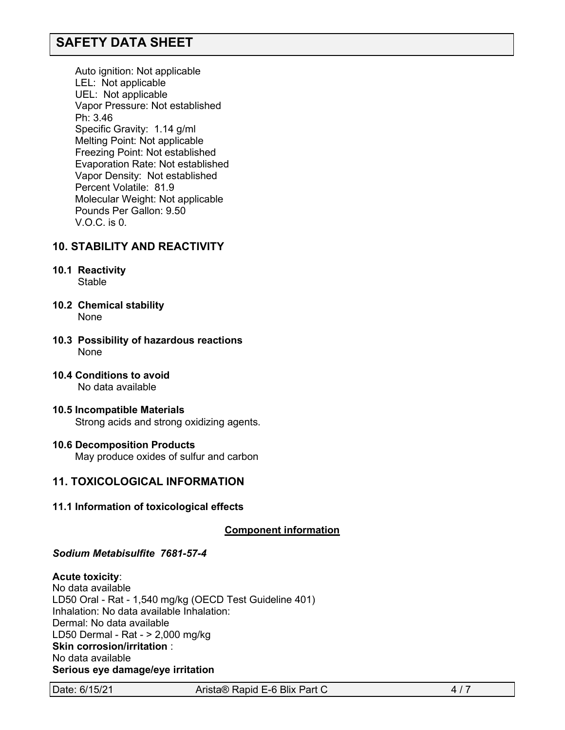Auto ignition: Not applicable
LEL: Not applicable
UEL: Not applicable
Vapor Pressure: Not established
Ph: 3.46
Specific Gravity: 1.14 g/ml
Melting Point: Not applicable
Freezing Point: Not established
Evaporation Rate: Not established
Vapor Density: Not established
Percent Volatile: 81.9
Molecular Weight: Not applicable
Pounds Per Gallon: 9.50
V.O.C. is 0.

## 10. STABILITY AND REACTIVITY

**10.1 Reactivity**
Stable

**10.2 Chemical stability**
None

**10.3 Possibility of hazardous reactions**
None

**10.4 Conditions to avoid**
No data available

**10.5 Incompatible Materials**
Strong acids and strong oxidizing agents.

**10.6 Decomposition Products**
May produce oxides of sulfur and carbon

## 11. TOXICOLOGICAL INFORMATION

**11.1 Information of toxicological effects**

**Component information**

***Sodium Metabisulfite 7681-57-4***

**Acute toxicity**:
No data available
LD50 Oral - Rat - 1,540 mg/kg (OECD Test Guideline 401)
Inhalation: No data available Inhalation:
Dermal: No data available
LD50 Dermal - Rat - > 2,000 mg/kg
**Skin corrosion/irritation** :
No data available
**Serious eye damage/eye irritation**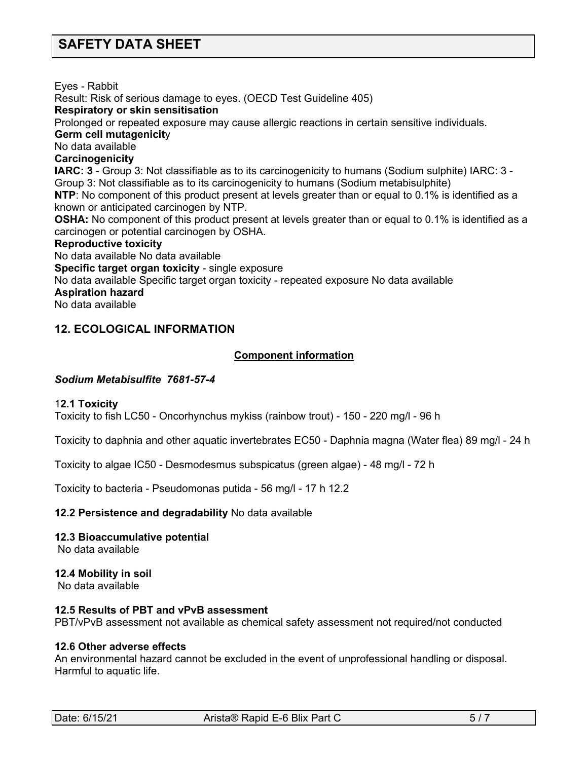Eyes - Rabbit

Result: Risk of serious damage to eyes. (OECD Test Guideline 405)

**Respiratory or skin sensitisation**

Prolonged or repeated exposure may cause allergic reactions in certain sensitive individuals.

**Germ cell mutagenicit**y

No data available

**Carcinogenicity**

**IARC: 3** - Group 3: Not classifiable as to its carcinogenicity to humans (Sodium sulphite) IARC: 3 - Group 3: Not classifiable as to its carcinogenicity to humans (Sodium metabisulphite)

**NTP**: No component of this product present at levels greater than or equal to 0.1% is identified as a known or anticipated carcinogen by NTP.

**OSHA:** No component of this product present at levels greater than or equal to 0.1% is identified as a carcinogen or potential carcinogen by OSHA.

**Reproductive toxicity**

No data available No data available

**Specific target organ toxicity** - single exposure

No data available Specific target organ toxicity - repeated exposure No data available

**Aspiration hazard**

No data available

## 12. ECOLOGICAL INFORMATION

**Component information**

***Sodium Metabisulfite 7681-57-4***

1**2.1 Toxicity**

Toxicity to fish LC50 - Oncorhynchus mykiss (rainbow trout) - 150 - 220 mg/l - 96 h

Toxicity to daphnia and other aquatic invertebrates EC50 - Daphnia magna (Water flea) 89 mg/l - 24 h

Toxicity to algae IC50 - Desmodesmus subspicatus (green algae) - 48 mg/l - 72 h

Toxicity to bacteria - Pseudomonas putida - 56 mg/l - 17 h 12.2

**12.2 Persistence and degradability** No data available

**12.3 Bioaccumulative potential**

No data available

**12.4 Mobility in soil**

No data available

**12.5 Results of PBT and vPvB assessment**

PBT/vPvB assessment not available as chemical safety assessment not required/not conducted

**12.6 Other adverse effects**

An environmental hazard cannot be excluded in the event of unprofessional handling or disposal. Harmful to aquatic life.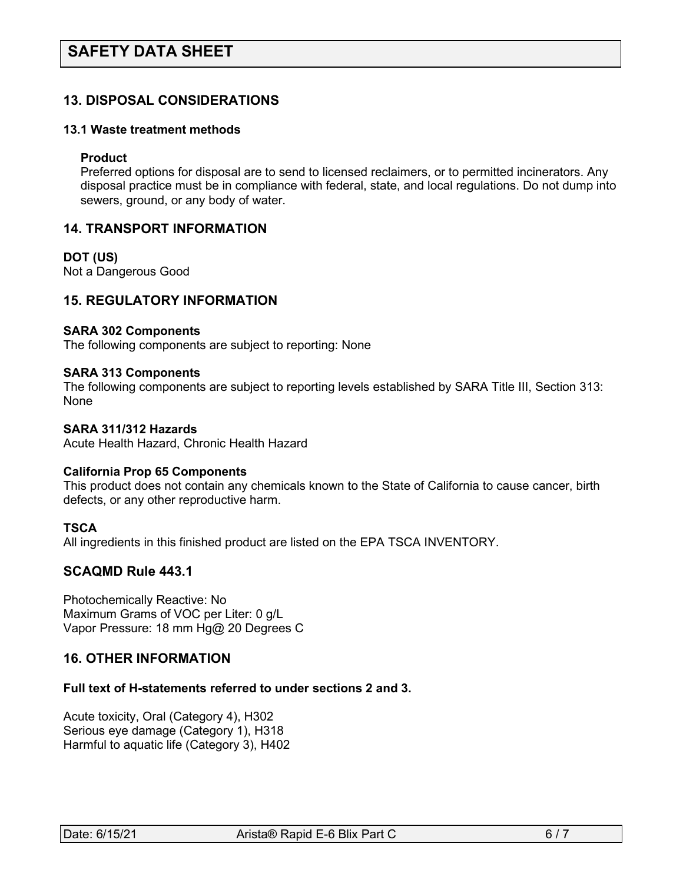## 13. DISPOSAL CONSIDERATIONS

### 13.1 Waste treatment methods

**Product**

Preferred options for disposal are to send to licensed reclaimers, or to permitted incinerators. Any disposal practice must be in compliance with federal, state, and local regulations. Do not dump into sewers, ground, or any body of water.

## 14. TRANSPORT INFORMATION

**DOT (US)**

Not a Dangerous Good

## 15. REGULATORY INFORMATION

**SARA 302 Components**

The following components are subject to reporting: None

**SARA 313 Components**

The following components are subject to reporting levels established by SARA Title III, Section 313: None

**SARA 311/312 Hazards**

Acute Health Hazard, Chronic Health Hazard

**California Prop 65 Components**

This product does not contain any chemicals known to the State of California to cause cancer, birth defects, or any other reproductive harm.

**TSCA**

All ingredients in this finished product are listed on the EPA TSCA INVENTORY.

## SCAQMD Rule 443.1

Photochemically Reactive: No
Maximum Grams of VOC per Liter: 0 g/L
Vapor Pressure: 18 mm Hg@ 20 Degrees C

## 16. OTHER INFORMATION

**Full text of H-statements referred to under sections 2 and 3.**

Acute toxicity, Oral (Category 4), H302
Serious eye damage (Category 1), H318
Harmful to aquatic life (Category 3), H402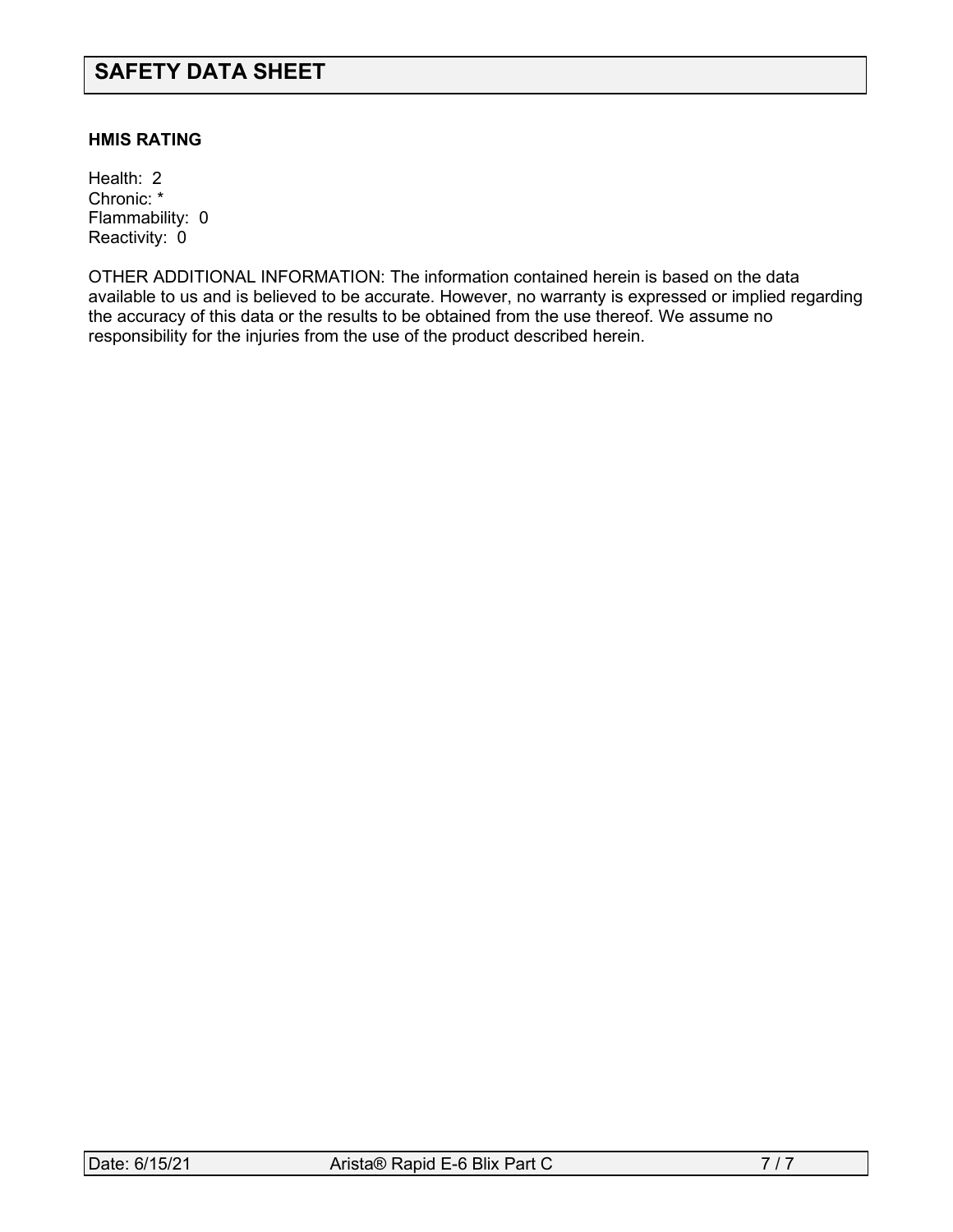**HMIS RATING**

Health: 2
Chronic: *
Flammability: 0
Reactivity: 0

OTHER ADDITIONAL INFORMATION: The information contained herein is based on the data available to us and is believed to be accurate. However, no warranty is expressed or implied regarding the accuracy of this data or the results to be obtained from the use thereof. We assume no responsibility for the injuries from the use of the product described herein.